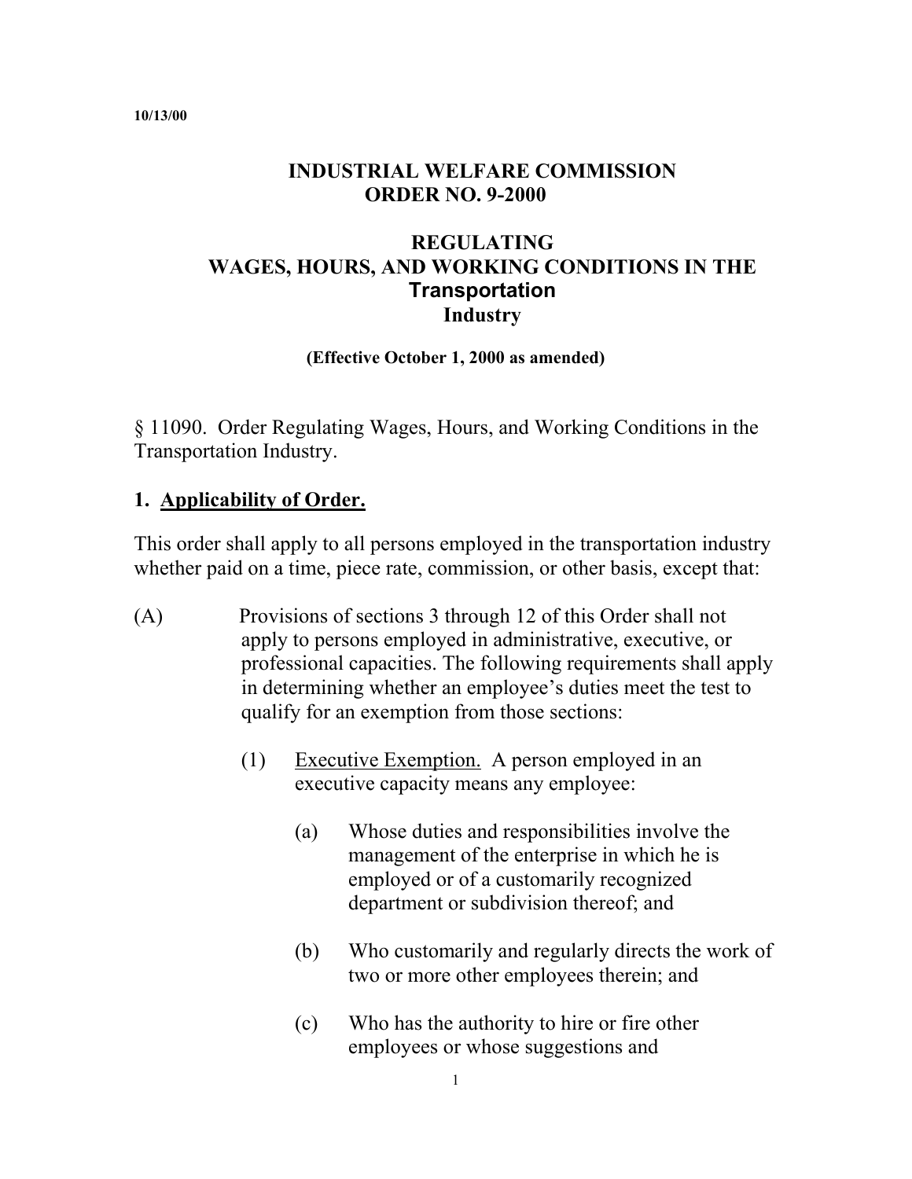10/13/00

# INDUSTRIAL WELFARE COMMISSION ORDER NO. 9-2000

## REGULATING WAGES, HOURS, AND WORKING CONDITIONS IN THE Transportation Industry

**(Effective October 1, 2000 as amended)**

§ 11090. Order Regulating Wages, Hours, and Working Conditions in the Transportation Industry.

### 1. Applicability of Order.

This order shall apply to all persons employed in the transportation industry whether paid on a time, piece rate, commission, or other basis, except that:

(A) Provisions of sections 3 through 12 of this Order shall not apply to persons employed in administrative, executive, or professional capacities. The following requirements shall apply in determining whether an employee's duties meet the test to qualify for an exemption from those sections:

(1) Executive Exemption. A person employed in an executive capacity means any employee:

(a) Whose duties and responsibilities involve the management of the enterprise in which he is employed or of a customarily recognized department or subdivision thereof; and

(b) Who customarily and regularly directs the work of two or more other employees therein; and

(c) Who has the authority to hire or fire other employees or whose suggestions and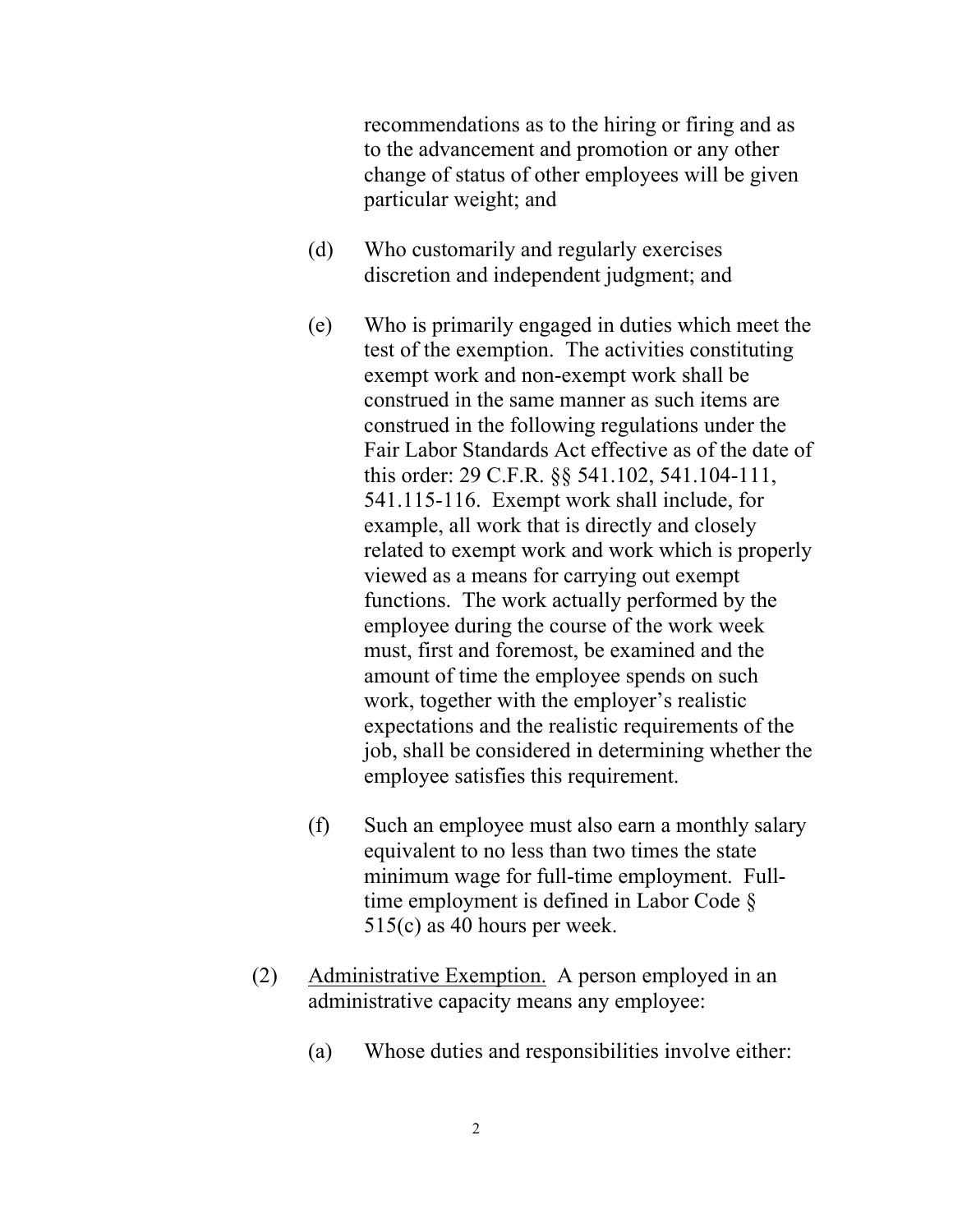recommendations as to the hiring or firing and as to the advancement and promotion or any other change of status of other employees will be given particular weight; and

(d) Who customarily and regularly exercises discretion and independent judgment; and

(e) Who is primarily engaged in duties which meet the test of the exemption. The activities constituting exempt work and non-exempt work shall be construed in the same manner as such items are construed in the following regulations under the Fair Labor Standards Act effective as of the date of this order: 29 C.F.R. §§ 541.102, 541.104-111, 541.115-116. Exempt work shall include, for example, all work that is directly and closely related to exempt work and work which is properly viewed as a means for carrying out exempt functions. The work actually performed by the employee during the course of the work week must, first and foremost, be examined and the amount of time the employee spends on such work, together with the employer's realistic expectations and the realistic requirements of the job, shall be considered in determining whether the employee satisfies this requirement.

(f) Such an employee must also earn a monthly salary equivalent to no less than two times the state minimum wage for full-time employment. Full-time employment is defined in Labor Code § 515(c) as 40 hours per week.

(2) <u>Administrative Exemption.</u> A person employed in an administrative capacity means any employee:

(a) Whose duties and responsibilities involve either: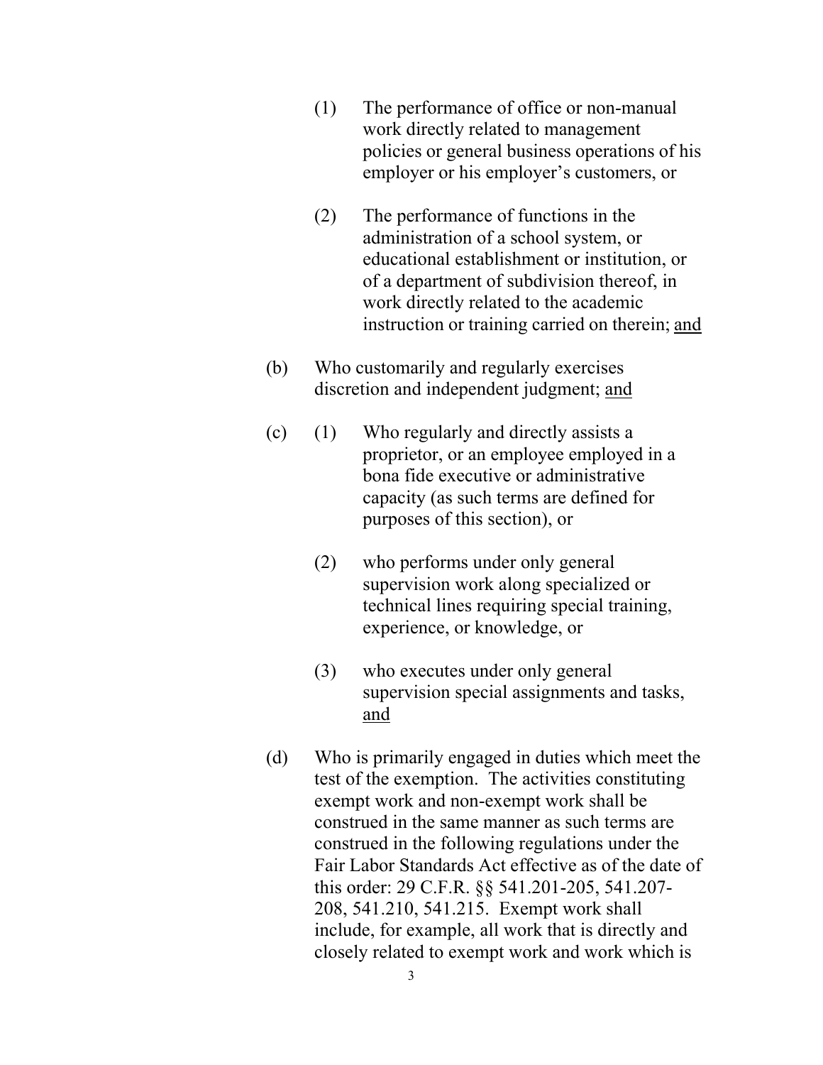(1) The performance of office or non-manual work directly related to management policies or general business operations of his employer or his employer's customers, or

(2) The performance of functions in the administration of a school system, or educational establishment or institution, or of a department of subdivision thereof, in work directly related to the academic instruction or training carried on therein; <u>and</u>

(b) Who customarily and regularly exercises discretion and independent judgment; <u>and</u>

(c) (1) Who regularly and directly assists a proprietor, or an employee employed in a bona fide executive or administrative capacity (as such terms are defined for purposes of this section), or

(2) who performs under only general supervision work along specialized or technical lines requiring special training, experience, or knowledge, or

(3) who executes under only general supervision special assignments and tasks, <u>and</u>

(d) Who is primarily engaged in duties which meet the test of the exemption. The activities constituting exempt work and non-exempt work shall be construed in the same manner as such terms are construed in the following regulations under the Fair Labor Standards Act effective as of the date of this order: 29 C.F.R. §§ 541.201-205, 541.207-208, 541.210, 541.215. Exempt work shall include, for example, all work that is directly and closely related to exempt work and work which is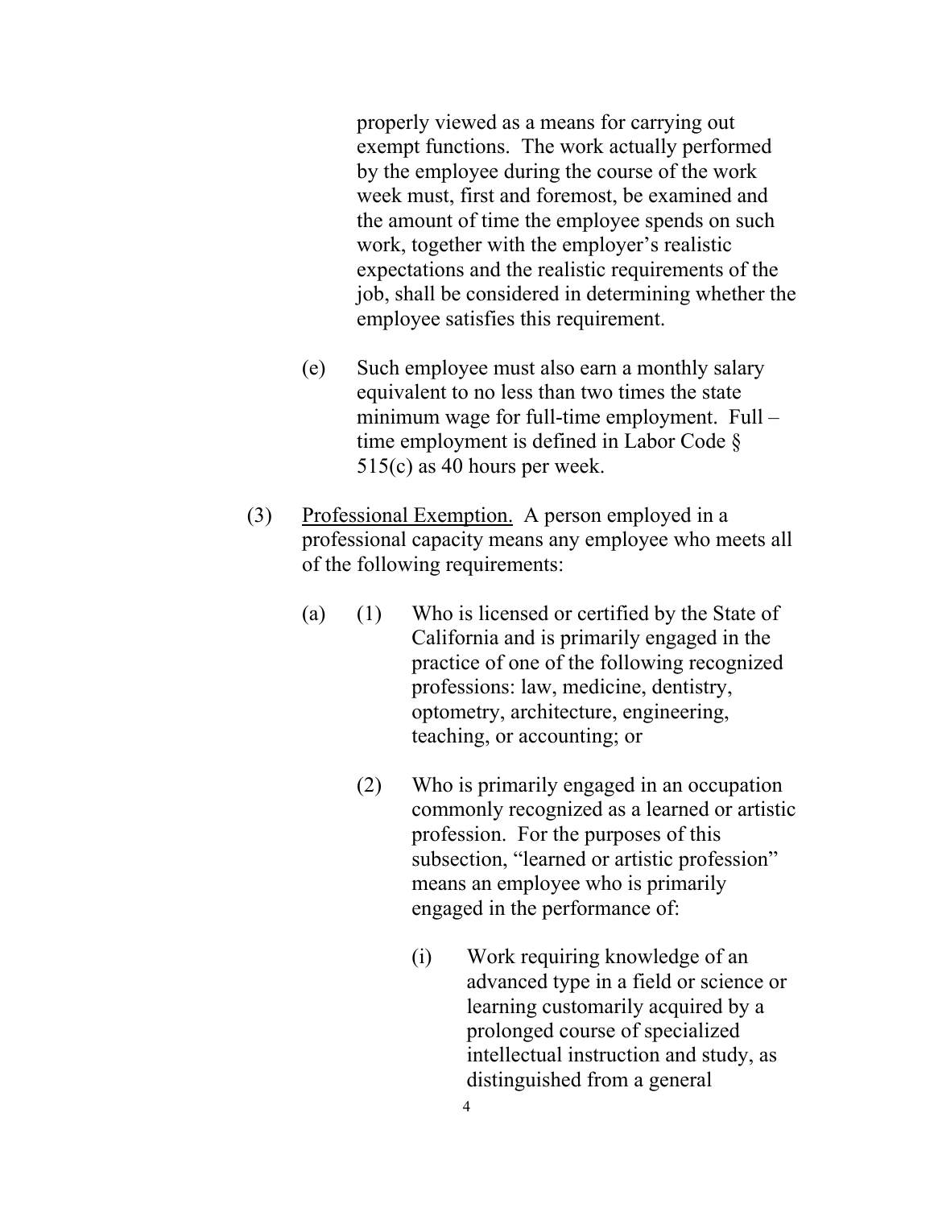properly viewed as a means for carrying out exempt functions. The work actually performed by the employee during the course of the work week must, first and foremost, be examined and the amount of time the employee spends on such work, together with the employer's realistic expectations and the realistic requirements of the job, shall be considered in determining whether the employee satisfies this requirement.

(e) Such employee must also earn a monthly salary equivalent to no less than two times the state minimum wage for full-time employment. Full – time employment is defined in Labor Code § 515(c) as 40 hours per week.

(3) <u>Professional Exemption.</u> A person employed in a professional capacity means any employee who meets all of the following requirements:

(a) (1) Who is licensed or certified by the State of California and is primarily engaged in the practice of one of the following recognized professions: law, medicine, dentistry, optometry, architecture, engineering, teaching, or accounting; or

(2) Who is primarily engaged in an occupation commonly recognized as a learned or artistic profession. For the purposes of this subsection, "learned or artistic profession" means an employee who is primarily engaged in the performance of:

(i) Work requiring knowledge of an advanced type in a field or science or learning customarily acquired by a prolonged course of specialized intellectual instruction and study, as distinguished from a general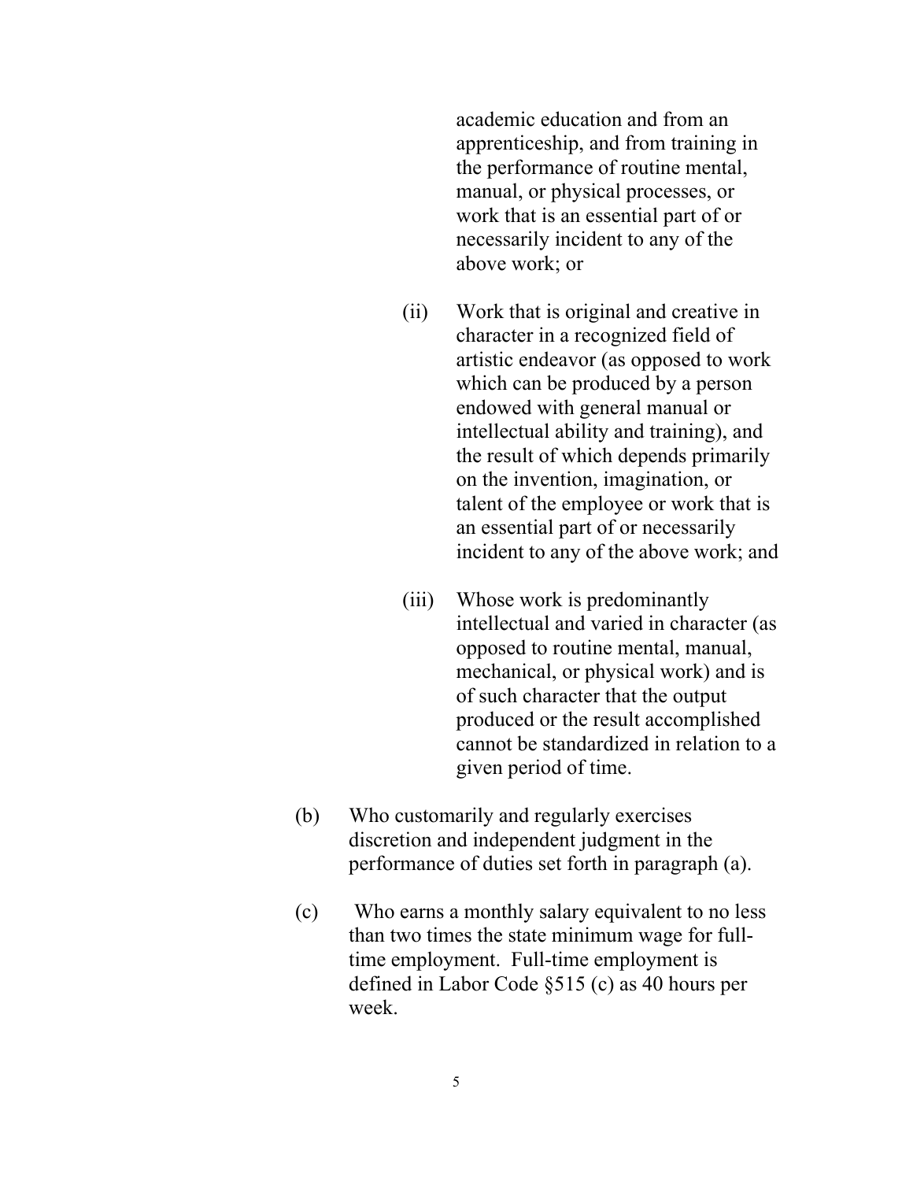academic education and from an apprenticeship, and from training in the performance of routine mental, manual, or physical processes, or work that is an essential part of or necessarily incident to any of the above work; or

(ii) Work that is original and creative in character in a recognized field of artistic endeavor (as opposed to work which can be produced by a person endowed with general manual or intellectual ability and training), and the result of which depends primarily on the invention, imagination, or talent of the employee or work that is an essential part of or necessarily incident to any of the above work; and

(iii) Whose work is predominantly intellectual and varied in character (as opposed to routine mental, manual, mechanical, or physical work) and is of such character that the output produced or the result accomplished cannot be standardized in relation to a given period of time.

(b) Who customarily and regularly exercises discretion and independent judgment in the performance of duties set forth in paragraph (a).

(c) Who earns a monthly salary equivalent to no less than two times the state minimum wage for full-time employment. Full-time employment is defined in Labor Code §515 (c) as 40 hours per week.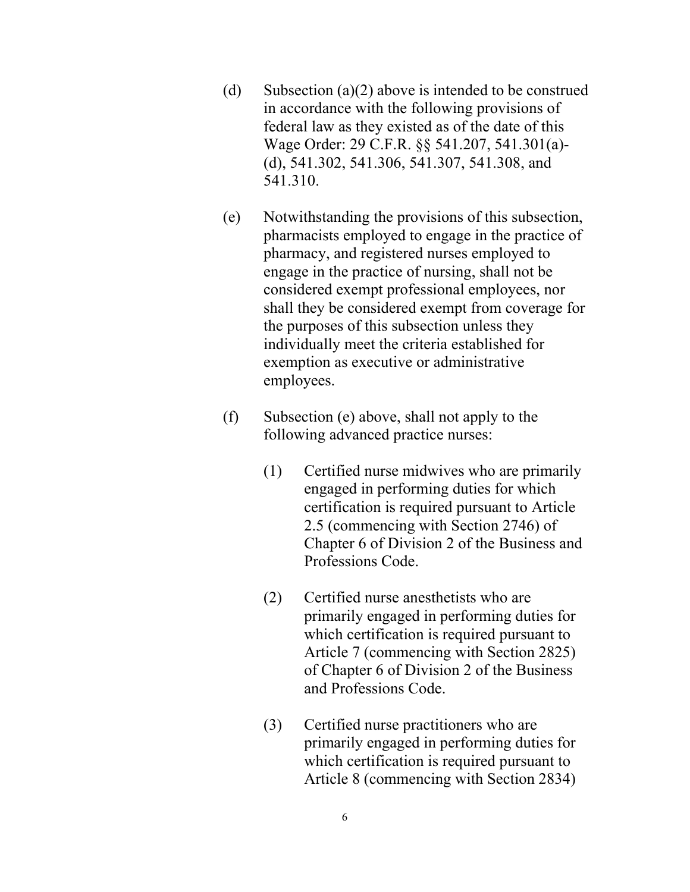(d) Subsection (a)(2) above is intended to be construed in accordance with the following provisions of federal law as they existed as of the date of this Wage Order: 29 C.F.R. §§ 541.207, 541.301(a)-(d), 541.302, 541.306, 541.307, 541.308, and 541.310.

(e) Notwithstanding the provisions of this subsection, pharmacists employed to engage in the practice of pharmacy, and registered nurses employed to engage in the practice of nursing, shall not be considered exempt professional employees, nor shall they be considered exempt from coverage for the purposes of this subsection unless they individually meet the criteria established for exemption as executive or administrative employees.

(f) Subsection (e) above, shall not apply to the following advanced practice nurses:

   (1) Certified nurse midwives who are primarily engaged in performing duties for which certification is required pursuant to Article 2.5 (commencing with Section 2746) of Chapter 6 of Division 2 of the Business and Professions Code.

   (2) Certified nurse anesthetists who are primarily engaged in performing duties for which certification is required pursuant to Article 7 (commencing with Section 2825) of Chapter 6 of Division 2 of the Business and Professions Code.

   (3) Certified nurse practitioners who are primarily engaged in performing duties for which certification is required pursuant to Article 8 (commencing with Section 2834)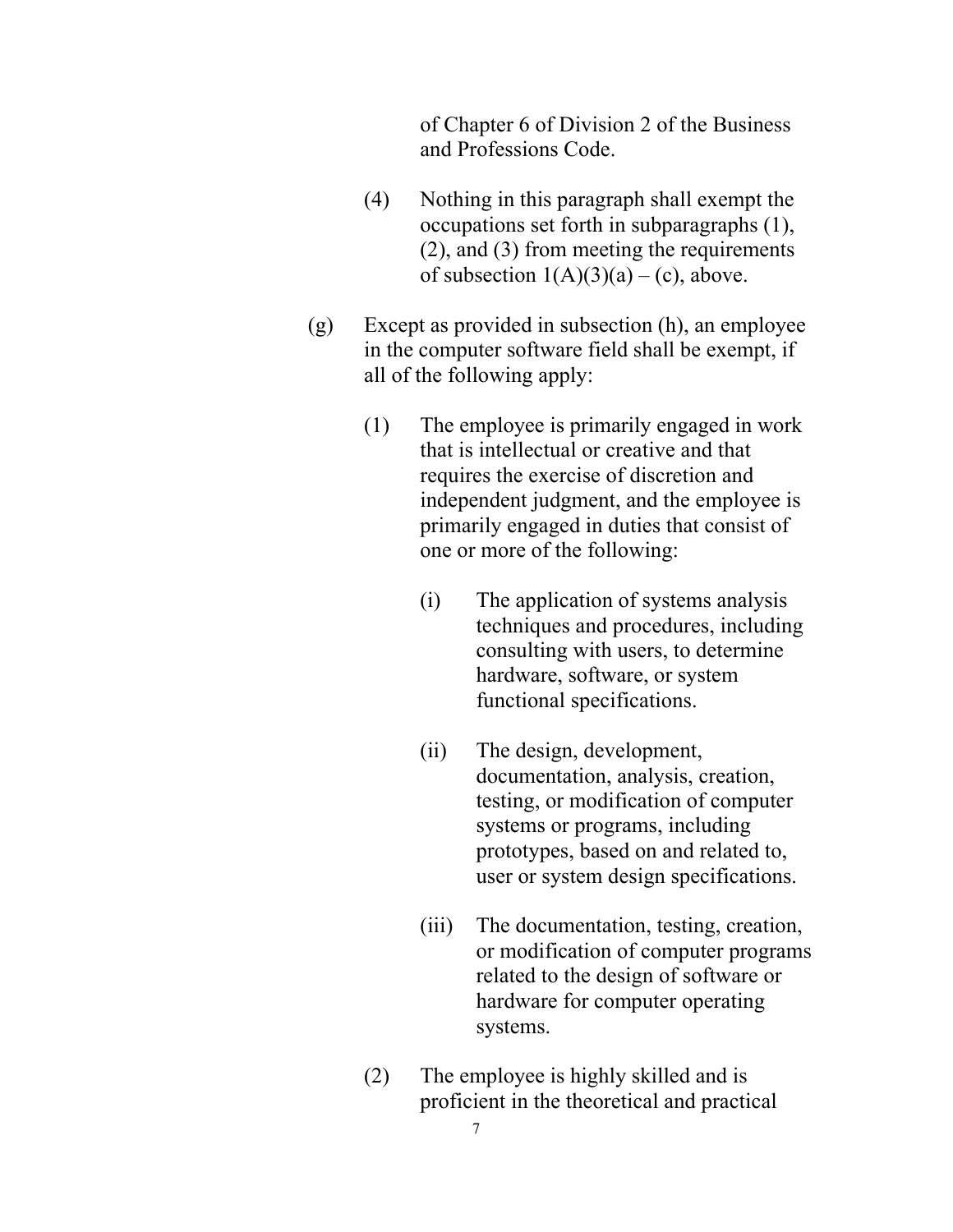of Chapter 6 of Division 2 of the Business and Professions Code.

(4) Nothing in this paragraph shall exempt the occupations set forth in subparagraphs (1), (2), and (3) from meeting the requirements of subsection 1(A)(3)(a) – (c), above.

(g) Except as provided in subsection (h), an employee in the computer software field shall be exempt, if all of the following apply:

(1) The employee is primarily engaged in work that is intellectual or creative and that requires the exercise of discretion and independent judgment, and the employee is primarily engaged in duties that consist of one or more of the following:

(i) The application of systems analysis techniques and procedures, including consulting with users, to determine hardware, software, or system functional specifications.

(ii) The design, development, documentation, analysis, creation, testing, or modification of computer systems or programs, including prototypes, based on and related to, user or system design specifications.

(iii) The documentation, testing, creation, or modification of computer programs related to the design of software or hardware for computer operating systems.

(2) The employee is highly skilled and is proficient in the theoretical and practical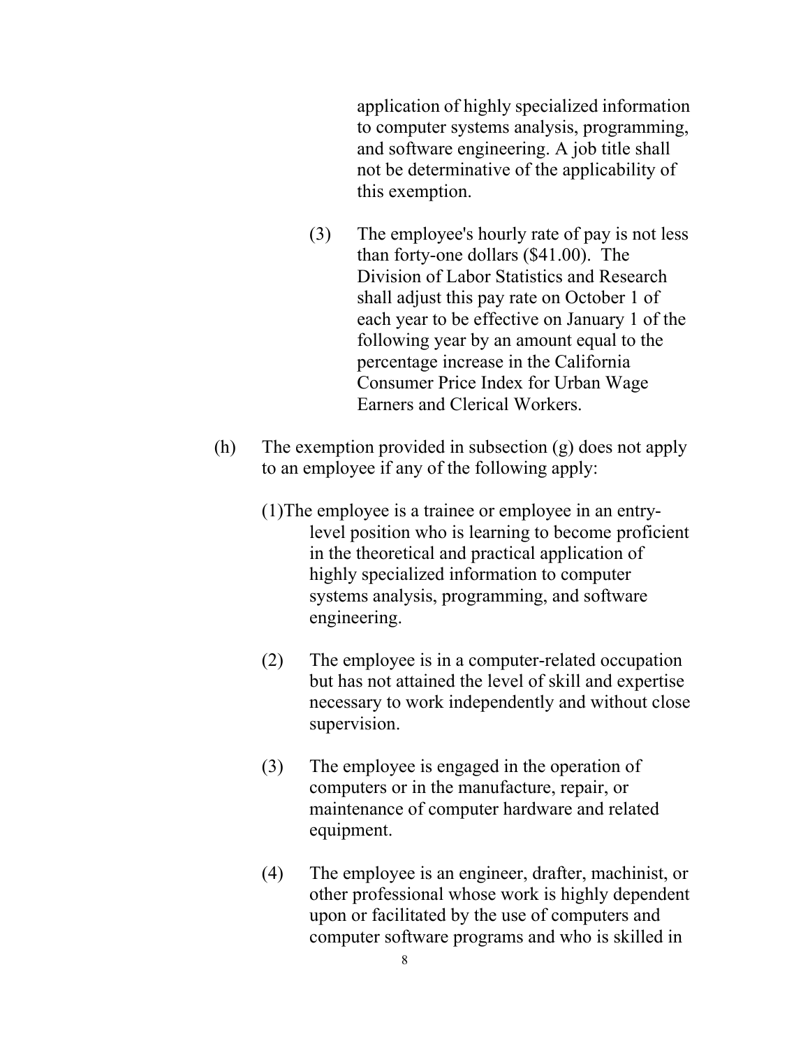application of highly specialized information to computer systems analysis, programming, and software engineering. A job title shall not be determinative of the applicability of this exemption.

(3) The employee's hourly rate of pay is not less than forty-one dollars ($41.00). The Division of Labor Statistics and Research shall adjust this pay rate on October 1 of each year to be effective on January 1 of the following year by an amount equal to the percentage increase in the California Consumer Price Index for Urban Wage Earners and Clerical Workers.

(h) The exemption provided in subsection (g) does not apply to an employee if any of the following apply:

(1) The employee is a trainee or employee in an entry-level position who is learning to become proficient in the theoretical and practical application of highly specialized information to computer systems analysis, programming, and software engineering.

(2) The employee is in a computer-related occupation but has not attained the level of skill and expertise necessary to work independently and without close supervision.

(3) The employee is engaged in the operation of computers or in the manufacture, repair, or maintenance of computer hardware and related equipment.

(4) The employee is an engineer, drafter, machinist, or other professional whose work is highly dependent upon or facilitated by the use of computers and computer software programs and who is skilled in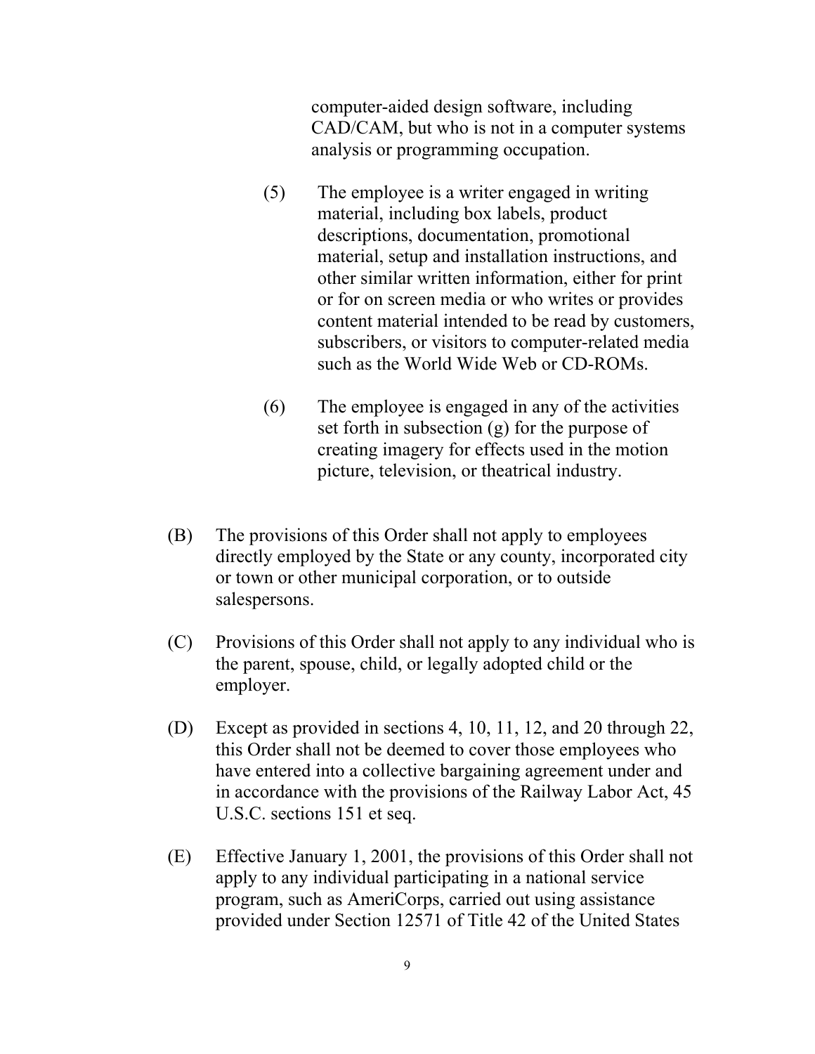computer-aided design software, including CAD/CAM, but who is not in a computer systems analysis or programming occupation.

(5) The employee is a writer engaged in writing material, including box labels, product descriptions, documentation, promotional material, setup and installation instructions, and other similar written information, either for print or for on screen media or who writes or provides content material intended to be read by customers, subscribers, or visitors to computer-related media such as the World Wide Web or CD-ROMs.

(6) The employee is engaged in any of the activities set forth in subsection (g) for the purpose of creating imagery for effects used in the motion picture, television, or theatrical industry.

(B) The provisions of this Order shall not apply to employees directly employed by the State or any county, incorporated city or town or other municipal corporation, or to outside salespersons.

(C) Provisions of this Order shall not apply to any individual who is the parent, spouse, child, or legally adopted child or the employer.

(D) Except as provided in sections 4, 10, 11, 12, and 20 through 22, this Order shall not be deemed to cover those employees who have entered into a collective bargaining agreement under and in accordance with the provisions of the Railway Labor Act, 45 U.S.C. sections 151 et seq.

(E) Effective January 1, 2001, the provisions of this Order shall not apply to any individual participating in a national service program, such as AmeriCorps, carried out using assistance provided under Section 12571 of Title 42 of the United States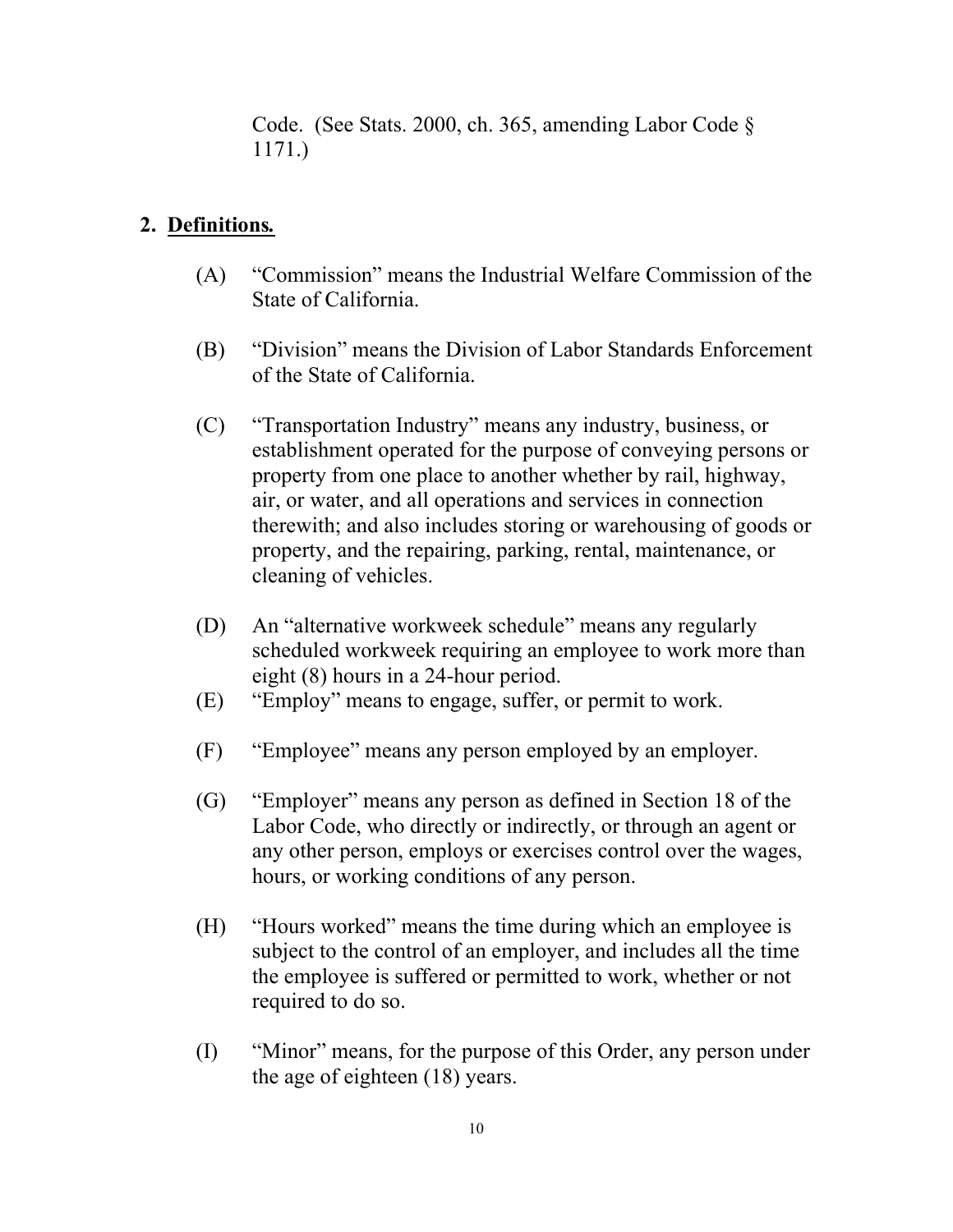Code. (See Stats. 2000, ch. 365, amending Labor Code § 1171.)

## 2. Definitions.

(A) "Commission" means the Industrial Welfare Commission of the State of California.

(B) "Division" means the Division of Labor Standards Enforcement of the State of California.

(C) "Transportation Industry" means any industry, business, or establishment operated for the purpose of conveying persons or property from one place to another whether by rail, highway, air, or water, and all operations and services in connection therewith; and also includes storing or warehousing of goods or property, and the repairing, parking, rental, maintenance, or cleaning of vehicles.

(D) An "alternative workweek schedule" means any regularly scheduled workweek requiring an employee to work more than eight (8) hours in a 24-hour period.

(E) "Employ" means to engage, suffer, or permit to work.

(F) "Employee" means any person employed by an employer.

(G) "Employer" means any person as defined in Section 18 of the Labor Code, who directly or indirectly, or through an agent or any other person, employs or exercises control over the wages, hours, or working conditions of any person.

(H) "Hours worked" means the time during which an employee is subject to the control of an employer, and includes all the time the employee is suffered or permitted to work, whether or not required to do so.

(I) "Minor" means, for the purpose of this Order, any person under the age of eighteen (18) years.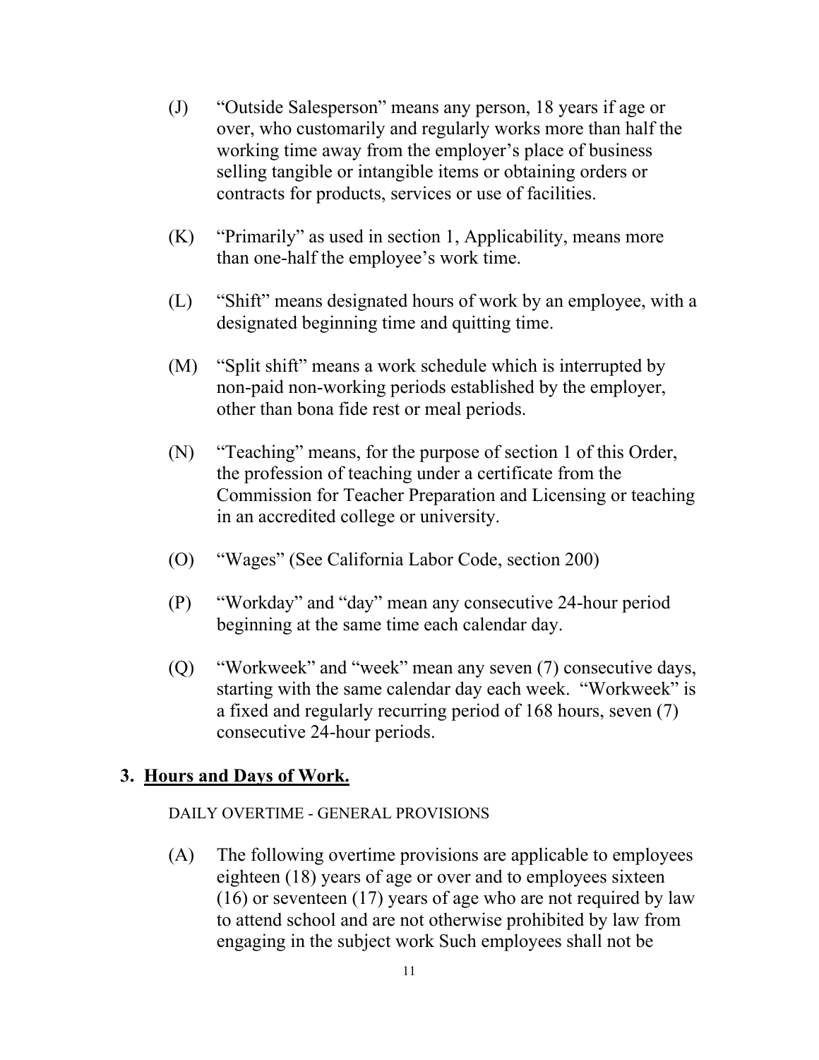(J) "Outside Salesperson" means any person, 18 years if age or over, who customarily and regularly works more than half the working time away from the employer's place of business selling tangible or intangible items or obtaining orders or contracts for products, services or use of facilities.

(K) "Primarily" as used in section 1, Applicability, means more than one-half the employee's work time.

(L) "Shift" means designated hours of work by an employee, with a designated beginning time and quitting time.

(M) "Split shift" means a work schedule which is interrupted by non-paid non-working periods established by the employer, other than bona fide rest or meal periods.

(N) "Teaching" means, for the purpose of section 1 of this Order, the profession of teaching under a certificate from the Commission for Teacher Preparation and Licensing or teaching in an accredited college or university.

(O) "Wages" (See California Labor Code, section 200)

(P) "Workday" and "day" mean any consecutive 24-hour period beginning at the same time each calendar day.

(Q) "Workweek" and "week" mean any seven (7) consecutive days, starting with the same calendar day each week. "Workweek" is a fixed and regularly recurring period of 168 hours, seven (7) consecutive 24-hour periods.

## 3. <u>Hours and Days of Work.</u>

DAILY OVERTIME - GENERAL PROVISIONS

(A) The following overtime provisions are applicable to employees eighteen (18) years of age or over and to employees sixteen (16) or seventeen (17) years of age who are not required by law to attend school and are not otherwise prohibited by law from engaging in the subject work Such employees shall not be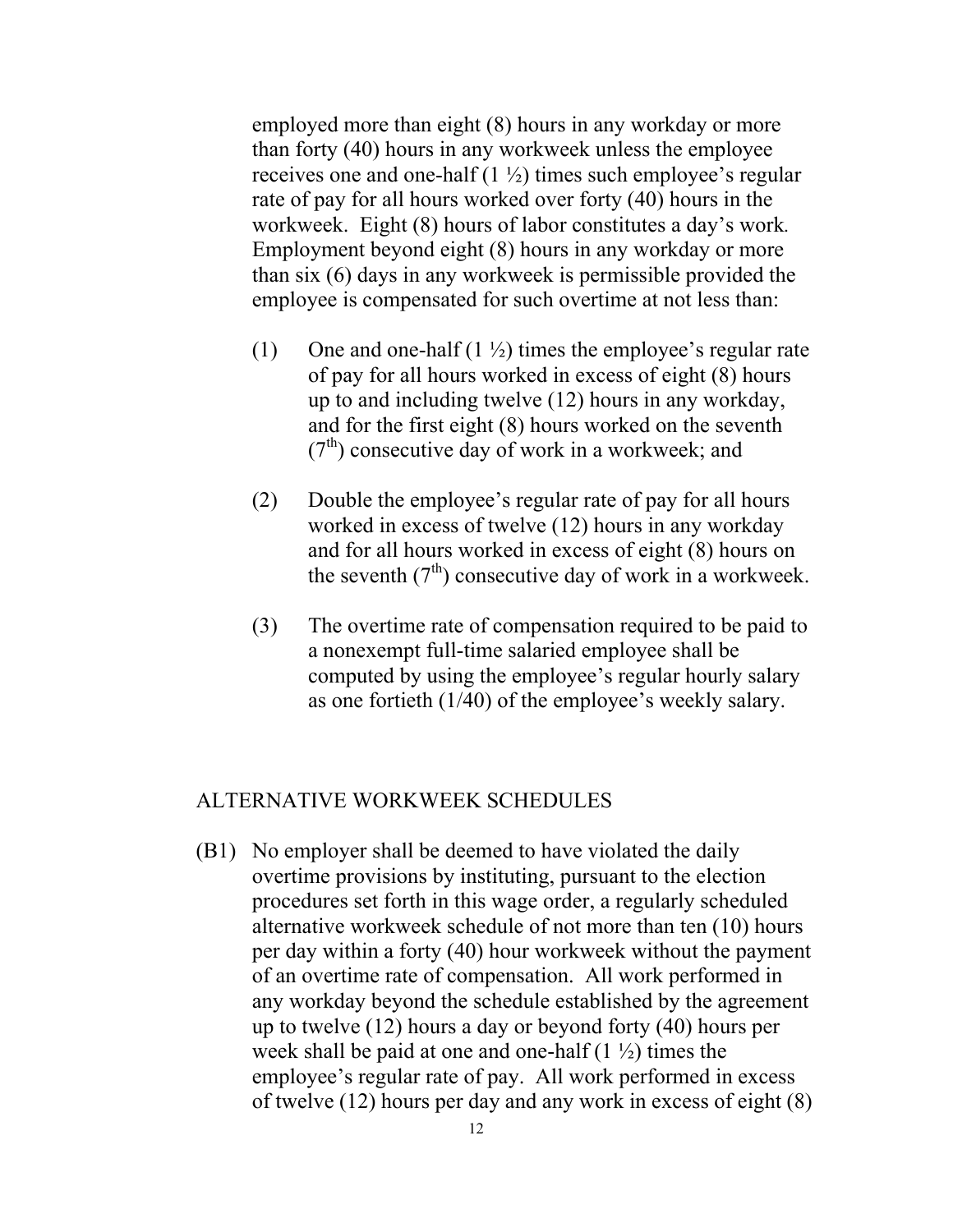employed more than eight (8) hours in any workday or more than forty (40) hours in any workweek unless the employee receives one and one-half (1 ½) times such employee's regular rate of pay for all hours worked over forty (40) hours in the workweek. Eight (8) hours of labor constitutes a day's work. Employment beyond eight (8) hours in any workday or more than six (6) days in any workweek is permissible provided the employee is compensated for such overtime at not less than:

(1) One and one-half (1 ½) times the employee's regular rate of pay for all hours worked in excess of eight (8) hours up to and including twelve (12) hours in any workday, and for the first eight (8) hours worked on the seventh ($7^{th}$) consecutive day of work in a workweek; and

(2) Double the employee's regular rate of pay for all hours worked in excess of twelve (12) hours in any workday and for all hours worked in excess of eight (8) hours on the seventh ($7^{th}$) consecutive day of work in a workweek.

(3) The overtime rate of compensation required to be paid to a nonexempt full-time salaried employee shall be computed by using the employee's regular hourly salary as one fortieth (1/40) of the employee's weekly salary.

## ALTERNATIVE WORKWEEK SCHEDULES

(B1) No employer shall be deemed to have violated the daily overtime provisions by instituting, pursuant to the election procedures set forth in this wage order, a regularly scheduled alternative workweek schedule of not more than ten (10) hours per day within a forty (40) hour workweek without the payment of an overtime rate of compensation. All work performed in any workday beyond the schedule established by the agreement up to twelve (12) hours a day or beyond forty (40) hours per week shall be paid at one and one-half (1 ½) times the employee's regular rate of pay. All work performed in excess of twelve (12) hours per day and any work in excess of eight (8)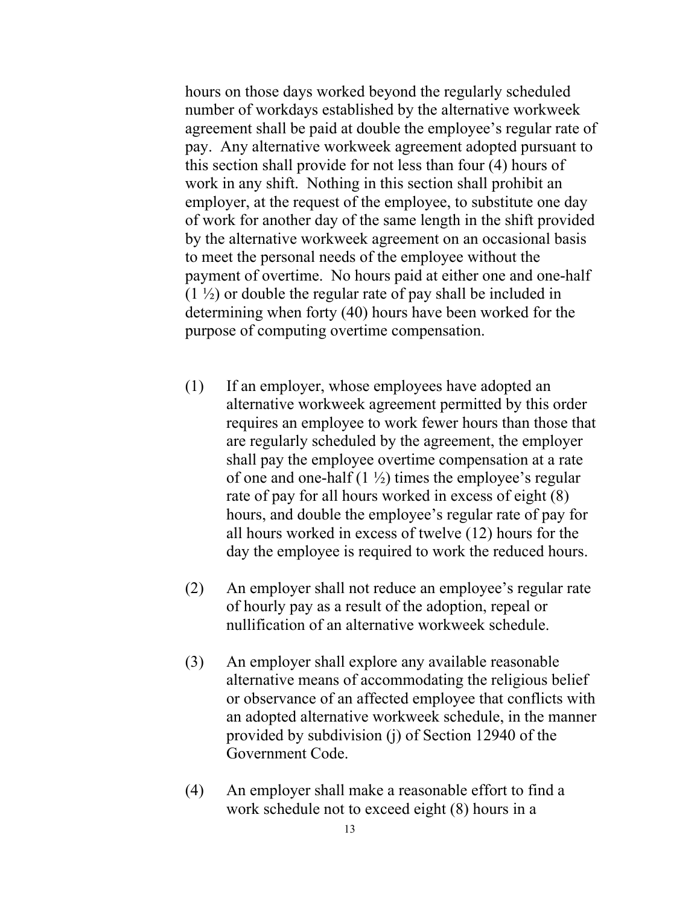hours on those days worked beyond the regularly scheduled number of workdays established by the alternative workweek agreement shall be paid at double the employee's regular rate of pay. Any alternative workweek agreement adopted pursuant to this section shall provide for not less than four (4) hours of work in any shift. Nothing in this section shall prohibit an employer, at the request of the employee, to substitute one day of work for another day of the same length in the shift provided by the alternative workweek agreement on an occasional basis to meet the personal needs of the employee without the payment of overtime. No hours paid at either one and one-half (1 ½) or double the regular rate of pay shall be included in determining when forty (40) hours have been worked for the purpose of computing overtime compensation.

(1) If an employer, whose employees have adopted an alternative workweek agreement permitted by this order requires an employee to work fewer hours than those that are regularly scheduled by the agreement, the employer shall pay the employee overtime compensation at a rate of one and one-half (1 ½) times the employee's regular rate of pay for all hours worked in excess of eight (8) hours, and double the employee's regular rate of pay for all hours worked in excess of twelve (12) hours for the day the employee is required to work the reduced hours.

(2) An employer shall not reduce an employee's regular rate of hourly pay as a result of the adoption, repeal or nullification of an alternative workweek schedule.

(3) An employer shall explore any available reasonable alternative means of accommodating the religious belief or observance of an affected employee that conflicts with an adopted alternative workweek schedule, in the manner provided by subdivision (j) of Section 12940 of the Government Code.

(4) An employer shall make a reasonable effort to find a work schedule not to exceed eight (8) hours in a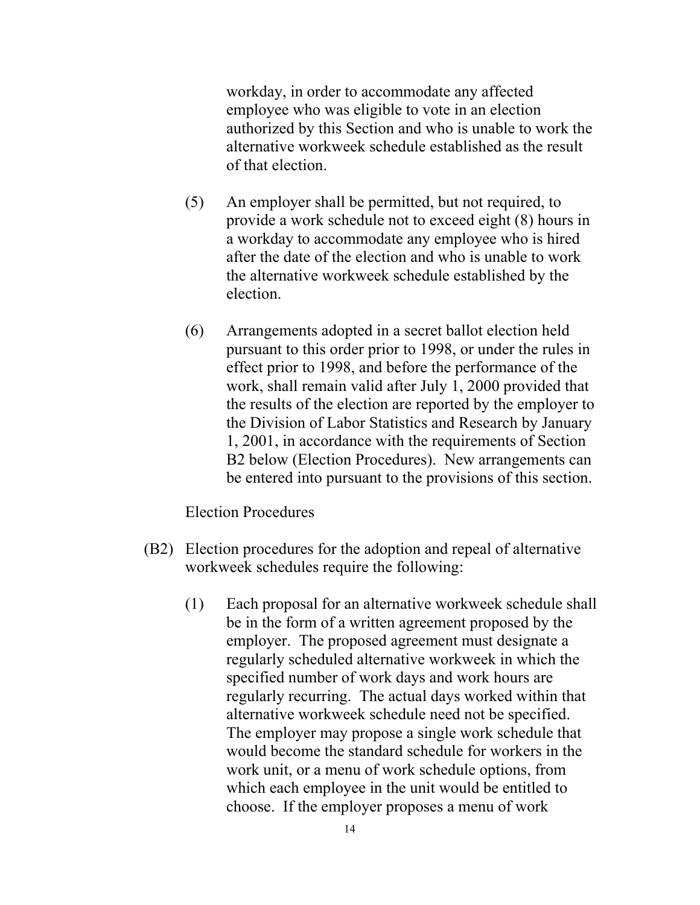workday, in order to accommodate any affected employee who was eligible to vote in an election authorized by this Section and who is unable to work the alternative workweek schedule established as the result of that election.

(5) An employer shall be permitted, but not required, to provide a work schedule not to exceed eight (8) hours in a workday to accommodate any employee who is hired after the date of the election and who is unable to work the alternative workweek schedule established by the election.

(6) Arrangements adopted in a secret ballot election held pursuant to this order prior to 1998, or under the rules in effect prior to 1998, and before the performance of the work, shall remain valid after July 1, 2000 provided that the results of the election are reported by the employer to the Division of Labor Statistics and Research by January 1, 2001, in accordance with the requirements of Section B2 below (Election Procedures). New arrangements can be entered into pursuant to the provisions of this section.

Election Procedures

(B2) Election procedures for the adoption and repeal of alternative workweek schedules require the following:

(1) Each proposal for an alternative workweek schedule shall be in the form of a written agreement proposed by the employer. The proposed agreement must designate a regularly scheduled alternative workweek in which the specified number of work days and work hours are regularly recurring. The actual days worked within that alternative workweek schedule need not be specified. The employer may propose a single work schedule that would become the standard schedule for workers in the work unit, or a menu of work schedule options, from which each employee in the unit would be entitled to choose. If the employer proposes a menu of work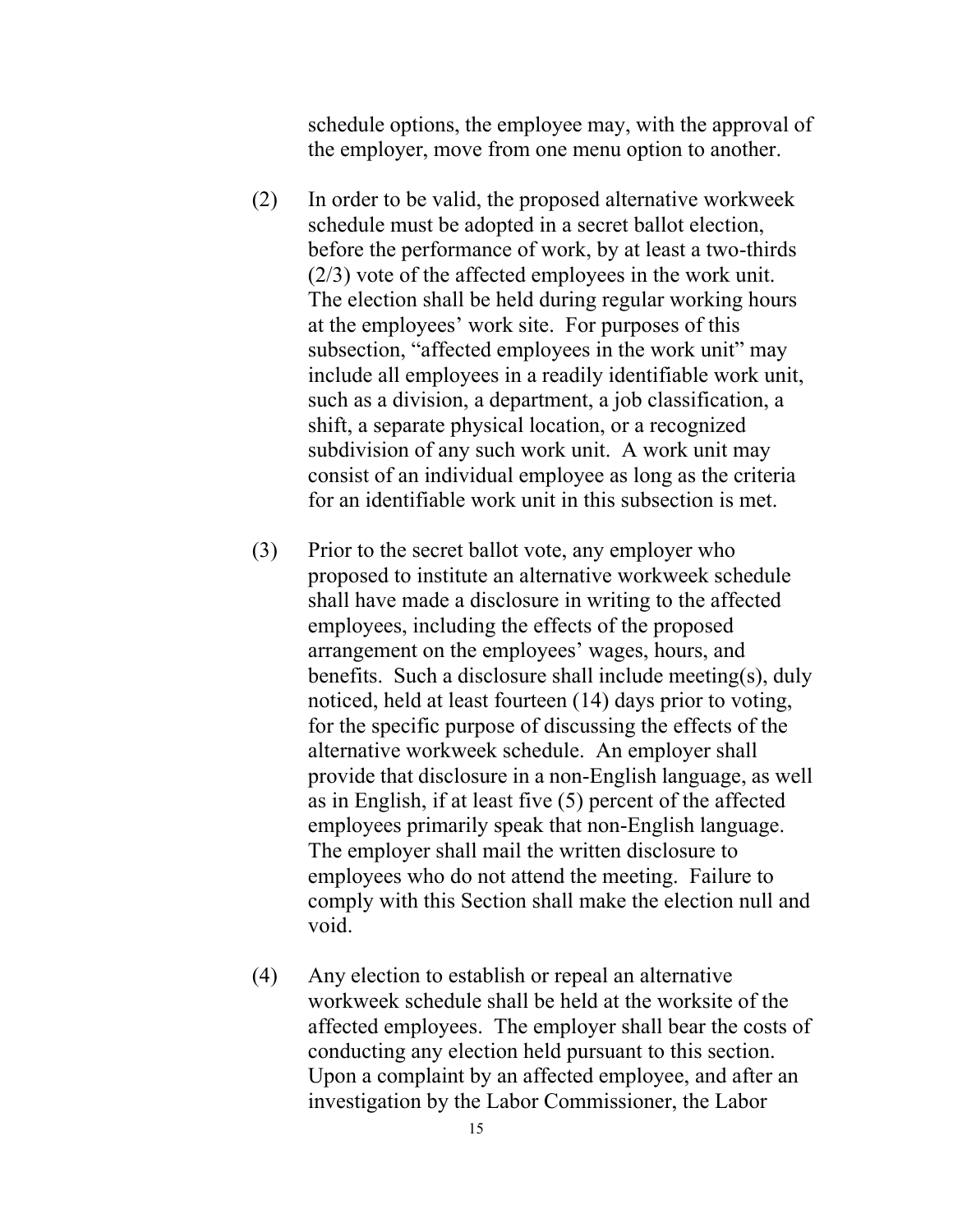schedule options, the employee may, with the approval of the employer, move from one menu option to another.

(2) In order to be valid, the proposed alternative workweek schedule must be adopted in a secret ballot election, before the performance of work, by at least a two-thirds (2/3) vote of the affected employees in the work unit. The election shall be held during regular working hours at the employees' work site. For purposes of this subsection, "affected employees in the work unit" may include all employees in a readily identifiable work unit, such as a division, a department, a job classification, a shift, a separate physical location, or a recognized subdivision of any such work unit. A work unit may consist of an individual employee as long as the criteria for an identifiable work unit in this subsection is met.

(3) Prior to the secret ballot vote, any employer who proposed to institute an alternative workweek schedule shall have made a disclosure in writing to the affected employees, including the effects of the proposed arrangement on the employees' wages, hours, and benefits. Such a disclosure shall include meeting(s), duly noticed, held at least fourteen (14) days prior to voting, for the specific purpose of discussing the effects of the alternative workweek schedule. An employer shall provide that disclosure in a non-English language, as well as in English, if at least five (5) percent of the affected employees primarily speak that non-English language. The employer shall mail the written disclosure to employees who do not attend the meeting. Failure to comply with this Section shall make the election null and void.

(4) Any election to establish or repeal an alternative workweek schedule shall be held at the worksite of the affected employees. The employer shall bear the costs of conducting any election held pursuant to this section. Upon a complaint by an affected employee, and after an investigation by the Labor Commissioner, the Labor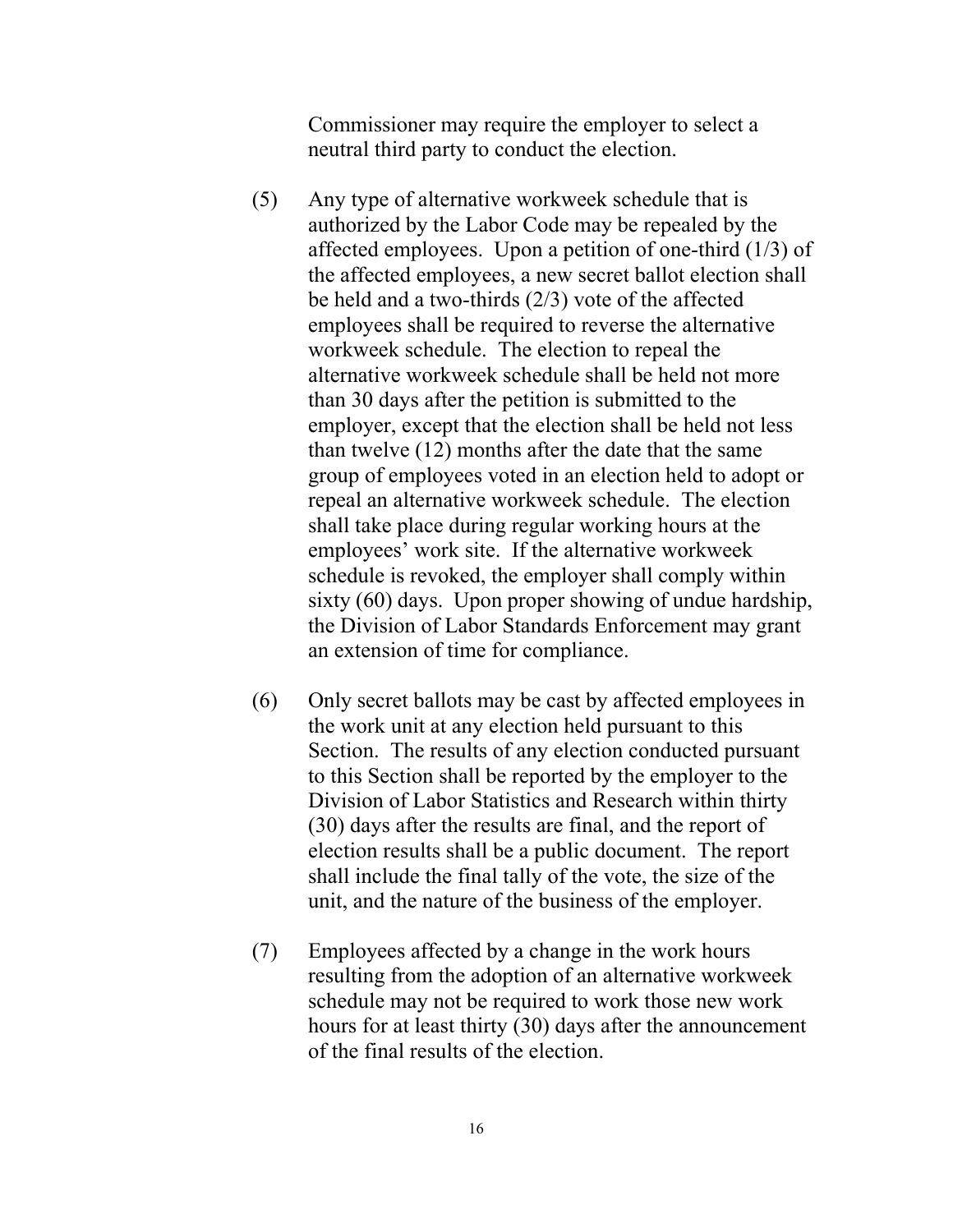Commissioner may require the employer to select a neutral third party to conduct the election.

(5) Any type of alternative workweek schedule that is authorized by the Labor Code may be repealed by the affected employees. Upon a petition of one-third (1/3) of the affected employees, a new secret ballot election shall be held and a two-thirds (2/3) vote of the affected employees shall be required to reverse the alternative workweek schedule. The election to repeal the alternative workweek schedule shall be held not more than 30 days after the petition is submitted to the employer, except that the election shall be held not less than twelve (12) months after the date that the same group of employees voted in an election held to adopt or repeal an alternative workweek schedule. The election shall take place during regular working hours at the employees' work site. If the alternative workweek schedule is revoked, the employer shall comply within sixty (60) days. Upon proper showing of undue hardship, the Division of Labor Standards Enforcement may grant an extension of time for compliance.

(6) Only secret ballots may be cast by affected employees in the work unit at any election held pursuant to this Section. The results of any election conducted pursuant to this Section shall be reported by the employer to the Division of Labor Statistics and Research within thirty (30) days after the results are final, and the report of election results shall be a public document. The report shall include the final tally of the vote, the size of the unit, and the nature of the business of the employer.

(7) Employees affected by a change in the work hours resulting from the adoption of an alternative workweek schedule may not be required to work those new work hours for at least thirty (30) days after the announcement of the final results of the election.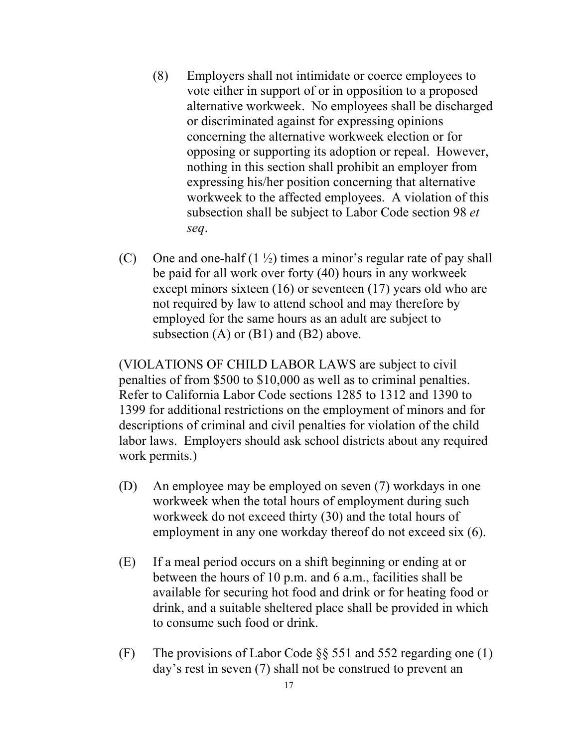(8) Employers shall not intimidate or coerce employees to vote either in support of or in opposition to a proposed alternative workweek. No employees shall be discharged or discriminated against for expressing opinions concerning the alternative workweek election or for opposing or supporting its adoption or repeal. However, nothing in this section shall prohibit an employer from expressing his/her position concerning that alternative workweek to the affected employees. A violation of this subsection shall be subject to Labor Code section 98 *et seq*.

(C) One and one-half (1 ½) times a minor's regular rate of pay shall be paid for all work over forty (40) hours in any workweek except minors sixteen (16) or seventeen (17) years old who are not required by law to attend school and may therefore by employed for the same hours as an adult are subject to subsection (A) or (B1) and (B2) above.

(VIOLATIONS OF CHILD LABOR LAWS are subject to civil penalties of from $500 to $10,000 as well as to criminal penalties. Refer to California Labor Code sections 1285 to 1312 and 1390 to 1399 for additional restrictions on the employment of minors and for descriptions of criminal and civil penalties for violation of the child labor laws. Employers should ask school districts about any required work permits.)

(D) An employee may be employed on seven (7) workdays in one workweek when the total hours of employment during such workweek do not exceed thirty (30) and the total hours of employment in any one workday thereof do not exceed six (6).

(E) If a meal period occurs on a shift beginning or ending at or between the hours of 10 p.m. and 6 a.m., facilities shall be available for securing hot food and drink or for heating food or drink, and a suitable sheltered place shall be provided in which to consume such food or drink.

(F) The provisions of Labor Code §§ 551 and 552 regarding one (1) day's rest in seven (7) shall not be construed to prevent an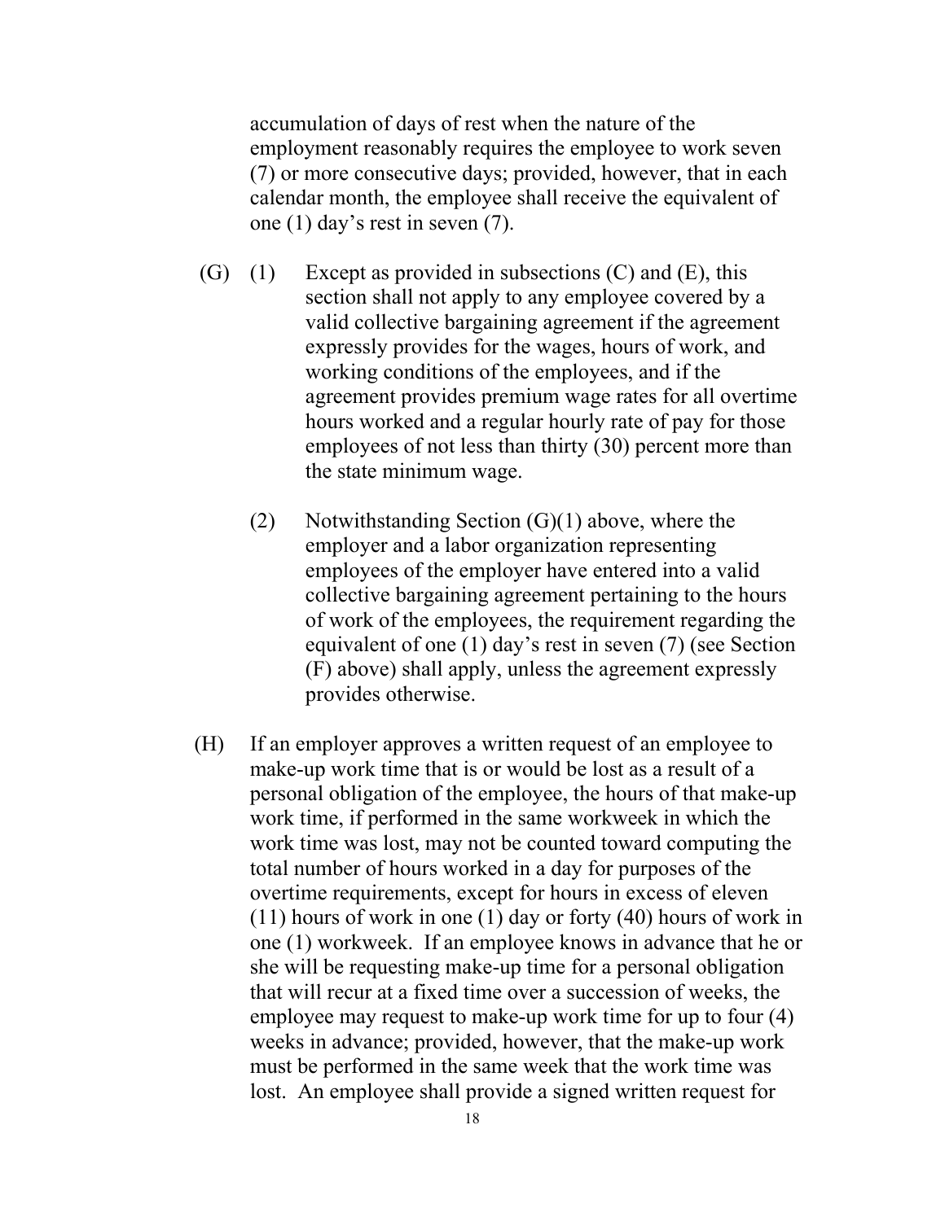accumulation of days of rest when the nature of the employment reasonably requires the employee to work seven (7) or more consecutive days; provided, however, that in each calendar month, the employee shall receive the equivalent of one (1) day's rest in seven (7).

(G) (1) Except as provided in subsections (C) and (E), this section shall not apply to any employee covered by a valid collective bargaining agreement if the agreement expressly provides for the wages, hours of work, and working conditions of the employees, and if the agreement provides premium wage rates for all overtime hours worked and a regular hourly rate of pay for those employees of not less than thirty (30) percent more than the state minimum wage.

(2) Notwithstanding Section (G)(1) above, where the employer and a labor organization representing employees of the employer have entered into a valid collective bargaining agreement pertaining to the hours of work of the employees, the requirement regarding the equivalent of one (1) day's rest in seven (7) (see Section (F) above) shall apply, unless the agreement expressly provides otherwise.

(H) If an employer approves a written request of an employee to make-up work time that is or would be lost as a result of a personal obligation of the employee, the hours of that make-up work time, if performed in the same workweek in which the work time was lost, may not be counted toward computing the total number of hours worked in a day for purposes of the overtime requirements, except for hours in excess of eleven (11) hours of work in one (1) day or forty (40) hours of work in one (1) workweek. If an employee knows in advance that he or she will be requesting make-up time for a personal obligation that will recur at a fixed time over a succession of weeks, the employee may request to make-up work time for up to four (4) weeks in advance; provided, however, that the make-up work must be performed in the same week that the work time was lost. An employee shall provide a signed written request for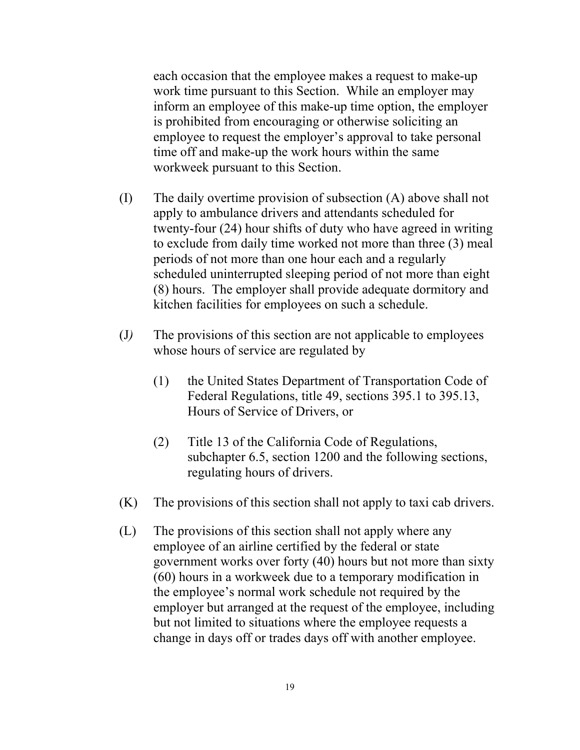each occasion that the employee makes a request to make-up work time pursuant to this Section. While an employer may inform an employee of this make-up time option, the employer is prohibited from encouraging or otherwise soliciting an employee to request the employer's approval to take personal time off and make-up the work hours within the same workweek pursuant to this Section.

(I) The daily overtime provision of subsection (A) above shall not apply to ambulance drivers and attendants scheduled for twenty-four (24) hour shifts of duty who have agreed in writing to exclude from daily time worked not more than three (3) meal periods of not more than one hour each and a regularly scheduled uninterrupted sleeping period of not more than eight (8) hours. The employer shall provide adequate dormitory and kitchen facilities for employees on such a schedule.

(J) The provisions of this section are not applicable to employees whose hours of service are regulated by

(1) the United States Department of Transportation Code of Federal Regulations, title 49, sections 395.1 to 395.13, Hours of Service of Drivers, or

(2) Title 13 of the California Code of Regulations, subchapter 6.5, section 1200 and the following sections, regulating hours of drivers.

(K) The provisions of this section shall not apply to taxi cab drivers.

(L) The provisions of this section shall not apply where any employee of an airline certified by the federal or state government works over forty (40) hours but not more than sixty (60) hours in a workweek due to a temporary modification in the employee's normal work schedule not required by the employer but arranged at the request of the employee, including but not limited to situations where the employee requests a change in days off or trades days off with another employee.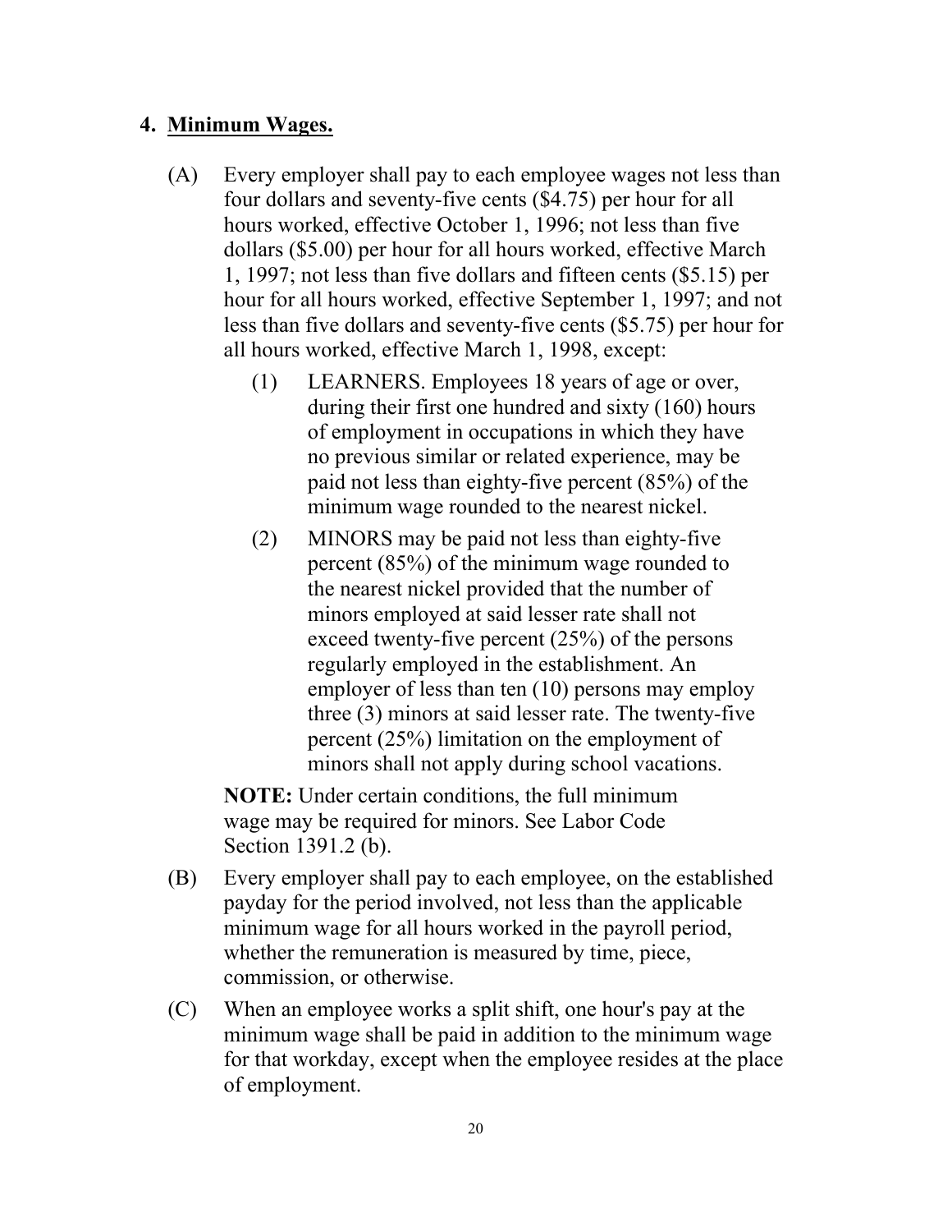## 4. <u>Minimum Wages.</u>

(A) Every employer shall pay to each employee wages not less than four dollars and seventy-five cents ($4.75) per hour for all hours worked, effective October 1, 1996; not less than five dollars ($5.00) per hour for all hours worked, effective March 1, 1997; not less than five dollars and fifteen cents ($5.15) per hour for all hours worked, effective September 1, 1997; and not less than five dollars and seventy-five cents ($5.75) per hour for all hours worked, effective March 1, 1998, except:

(1) LEARNERS. Employees 18 years of age or over, during their first one hundred and sixty (160) hours of employment in occupations in which they have no previous similar or related experience, may be paid not less than eighty-five percent (85%) of the minimum wage rounded to the nearest nickel.

(2) MINORS may be paid not less than eighty-five percent (85%) of the minimum wage rounded to the nearest nickel provided that the number of minors employed at said lesser rate shall not exceed twenty-five percent (25%) of the persons regularly employed in the establishment. An employer of less than ten (10) persons may employ three (3) minors at said lesser rate. The twenty-five percent (25%) limitation on the employment of minors shall not apply during school vacations.

**NOTE:** Under certain conditions, the full minimum wage may be required for minors. See Labor Code Section 1391.2 (b).

(B) Every employer shall pay to each employee, on the established payday for the period involved, not less than the applicable minimum wage for all hours worked in the payroll period, whether the remuneration is measured by time, piece, commission, or otherwise.

(C) When an employee works a split shift, one hour's pay at the minimum wage shall be paid in addition to the minimum wage for that workday, except when the employee resides at the place of employment.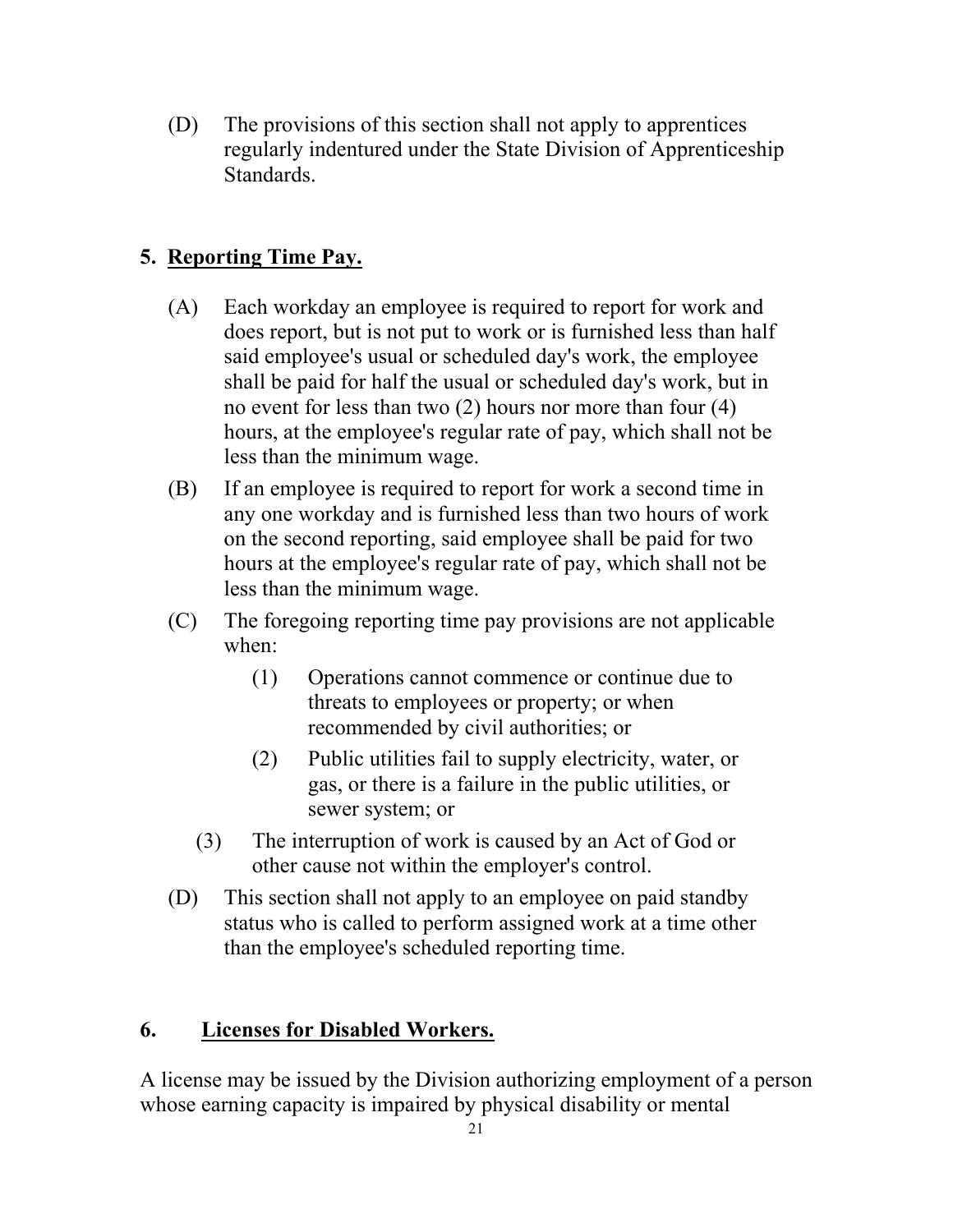(D) The provisions of this section shall not apply to apprentices regularly indentured under the State Division of Apprenticeship Standards.

## 5. <u>Reporting Time Pay.</u>

(A) Each workday an employee is required to report for work and does report, but is not put to work or is furnished less than half said employee's usual or scheduled day's work, the employee shall be paid for half the usual or scheduled day's work, but in no event for less than two (2) hours nor more than four (4) hours, at the employee's regular rate of pay, which shall not be less than the minimum wage.

(B) If an employee is required to report for work a second time in any one workday and is furnished less than two hours of work on the second reporting, said employee shall be paid for two hours at the employee's regular rate of pay, which shall not be less than the minimum wage.

(C) The foregoing reporting time pay provisions are not applicable when:

(1) Operations cannot commence or continue due to threats to employees or property; or when recommended by civil authorities; or

(2) Public utilities fail to supply electricity, water, or gas, or there is a failure in the public utilities, or sewer system; or

(3) The interruption of work is caused by an Act of God or other cause not within the employer's control.

(D) This section shall not apply to an employee on paid standby status who is called to perform assigned work at a time other than the employee's scheduled reporting time.

## 6. <u>Licenses for Disabled Workers.</u>

A license may be issued by the Division authorizing employment of a person whose earning capacity is impaired by physical disability or mental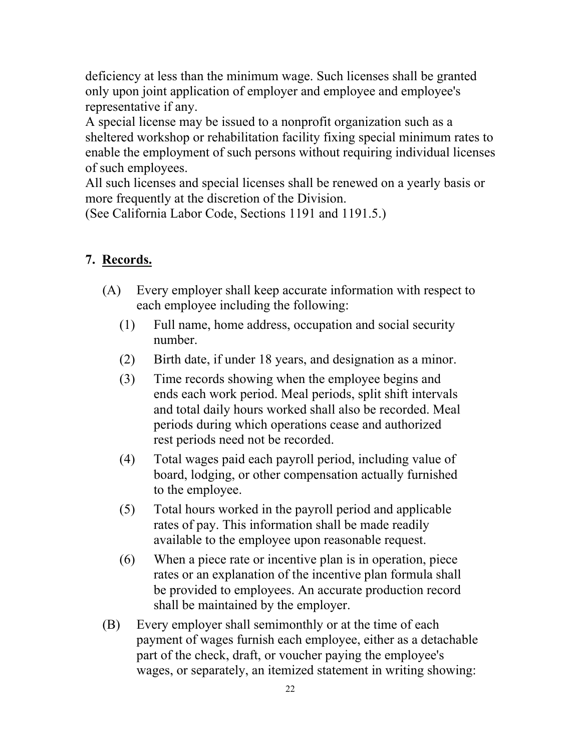deficiency at less than the minimum wage. Such licenses shall be granted only upon joint application of employer and employee and employee's representative if any.

A special license may be issued to a nonprofit organization such as a sheltered workshop or rehabilitation facility fixing special minimum rates to enable the employment of such persons without requiring individual licenses of such employees.

All such licenses and special licenses shall be renewed on a yearly basis or more frequently at the discretion of the Division.

(See California Labor Code, Sections 1191 and 1191.5.)

## 7. Records.

(A) Every employer shall keep accurate information with respect to each employee including the following:

(1) Full name, home address, occupation and social security number.

(2) Birth date, if under 18 years, and designation as a minor.

(3) Time records showing when the employee begins and ends each work period. Meal periods, split shift intervals and total daily hours worked shall also be recorded. Meal periods during which operations cease and authorized rest periods need not be recorded.

(4) Total wages paid each payroll period, including value of board, lodging, or other compensation actually furnished to the employee.

(5) Total hours worked in the payroll period and applicable rates of pay. This information shall be made readily available to the employee upon reasonable request.

(6) When a piece rate or incentive plan is in operation, piece rates or an explanation of the incentive plan formula shall be provided to employees. An accurate production record shall be maintained by the employer.

(B) Every employer shall semimonthly or at the time of each payment of wages furnish each employee, either as a detachable part of the check, draft, or voucher paying the employee's wages, or separately, an itemized statement in writing showing: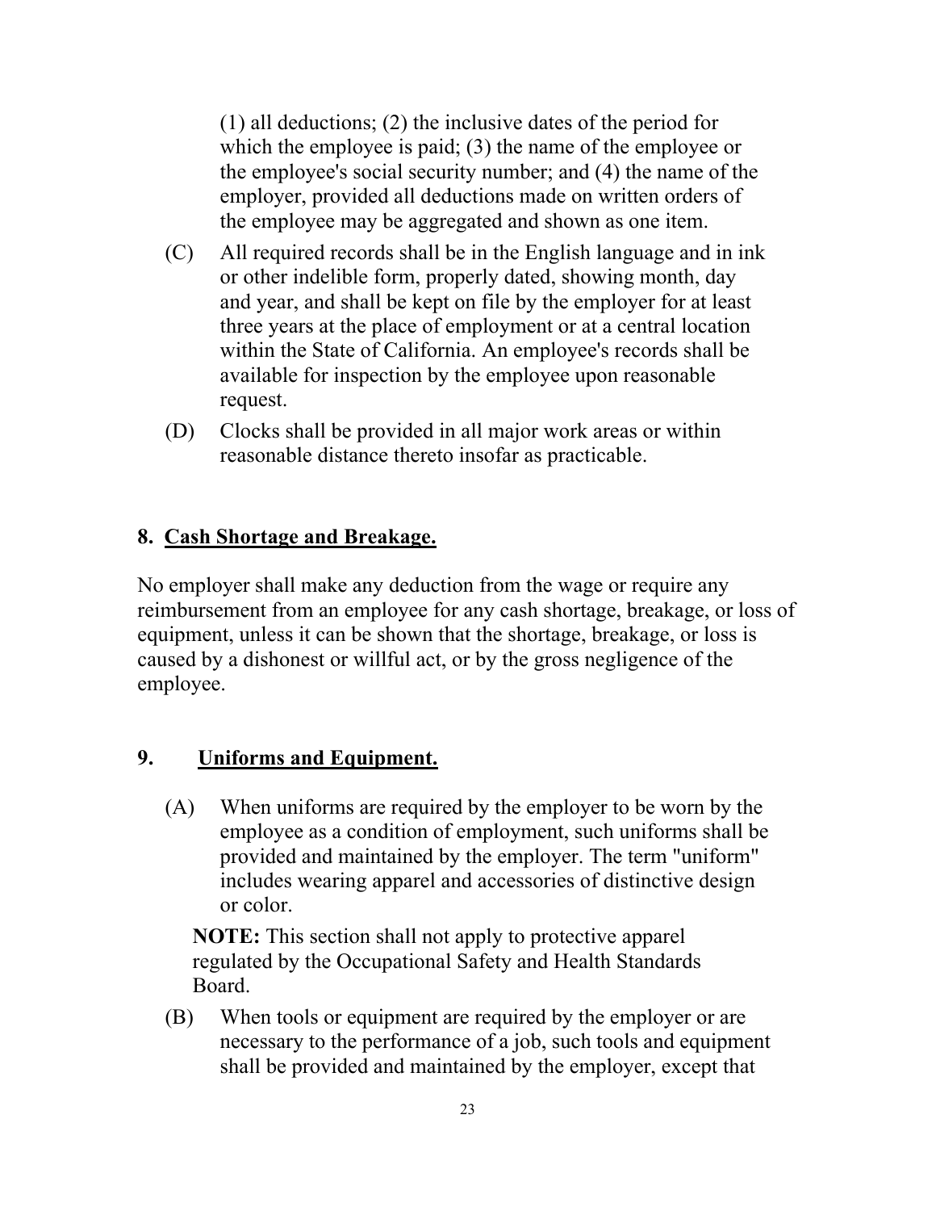(1) all deductions; (2) the inclusive dates of the period for which the employee is paid; (3) the name of the employee or the employee's social security number; and (4) the name of the employer, provided all deductions made on written orders of the employee may be aggregated and shown as one item.

(C) All required records shall be in the English language and in ink or other indelible form, properly dated, showing month, day and year, and shall be kept on file by the employer for at least three years at the place of employment or at a central location within the State of California. An employee's records shall be available for inspection by the employee upon reasonable request.

(D) Clocks shall be provided in all major work areas or within reasonable distance thereto insofar as practicable.

## 8. <u>Cash Shortage and Breakage.</u>

No employer shall make any deduction from the wage or require any reimbursement from an employee for any cash shortage, breakage, or loss of equipment, unless it can be shown that the shortage, breakage, or loss is caused by a dishonest or willful act, or by the gross negligence of the employee.

## 9. <u>Uniforms and Equipment.</u>

(A) When uniforms are required by the employer to be worn by the employee as a condition of employment, such uniforms shall be provided and maintained by the employer. The term "uniform" includes wearing apparel and accessories of distinctive design or color.

**NOTE:** This section shall not apply to protective apparel regulated by the Occupational Safety and Health Standards Board.

(B) When tools or equipment are required by the employer or are necessary to the performance of a job, such tools and equipment shall be provided and maintained by the employer, except that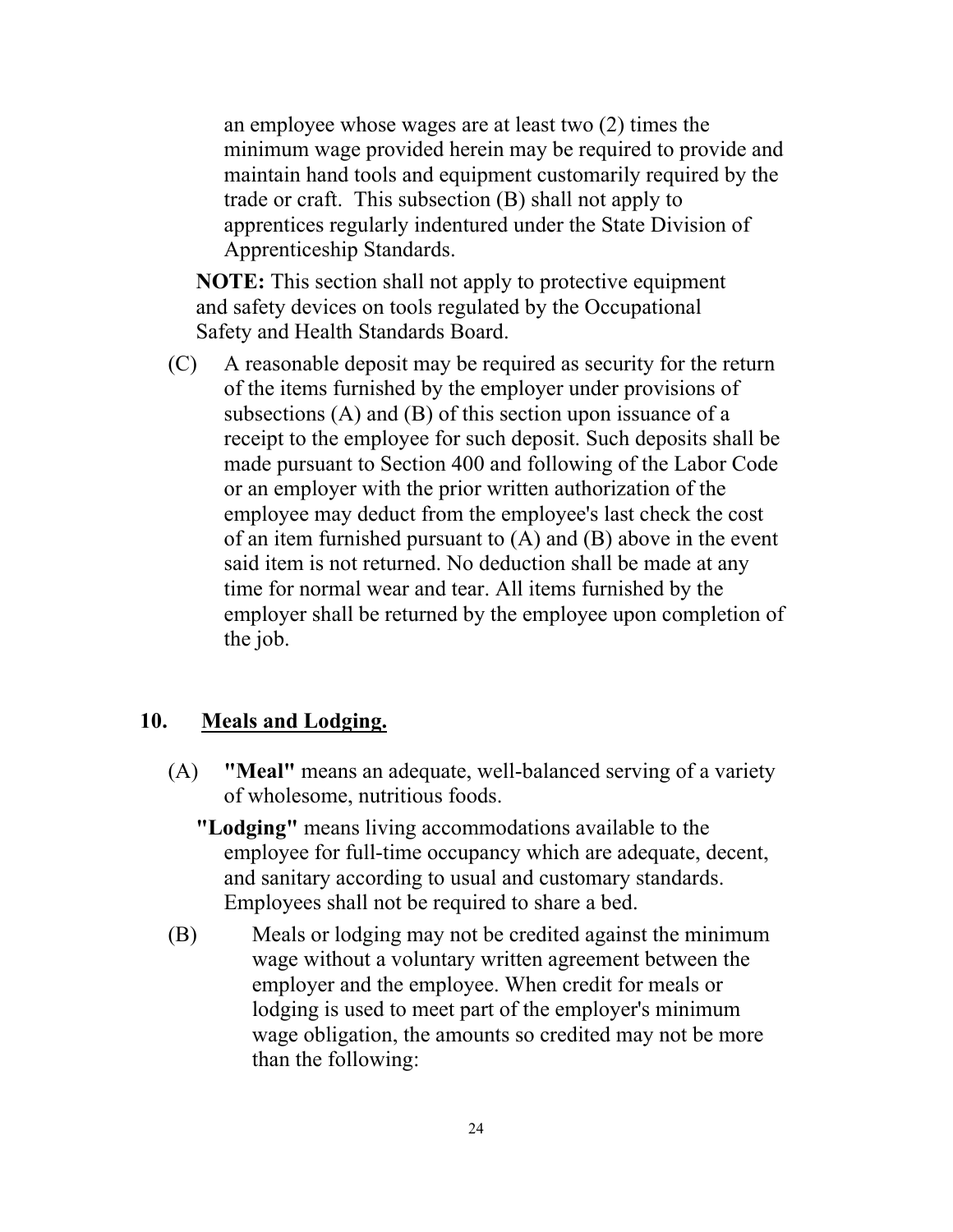an employee whose wages are at least two (2) times the minimum wage provided herein may be required to provide and maintain hand tools and equipment customarily required by the trade or craft. This subsection (B) shall not apply to apprentices regularly indentured under the State Division of Apprenticeship Standards.

**NOTE:** This section shall not apply to protective equipment and safety devices on tools regulated by the Occupational Safety and Health Standards Board.

(C) A reasonable deposit may be required as security for the return of the items furnished by the employer under provisions of subsections (A) and (B) of this section upon issuance of a receipt to the employee for such deposit. Such deposits shall be made pursuant to Section 400 and following of the Labor Code or an employer with the prior written authorization of the employee may deduct from the employee's last check the cost of an item furnished pursuant to (A) and (B) above in the event said item is not returned. No deduction shall be made at any time for normal wear and tear. All items furnished by the employer shall be returned by the employee upon completion of the job.

## 10. <u>Meals and Lodging.</u>

(A) **"Meal"** means an adequate, well-balanced serving of a variety of wholesome, nutritious foods.

**"Lodging"** means living accommodations available to the employee for full-time occupancy which are adequate, decent, and sanitary according to usual and customary standards. Employees shall not be required to share a bed.

(B) Meals or lodging may not be credited against the minimum wage without a voluntary written agreement between the employer and the employee. When credit for meals or lodging is used to meet part of the employer's minimum wage obligation, the amounts so credited may not be more than the following: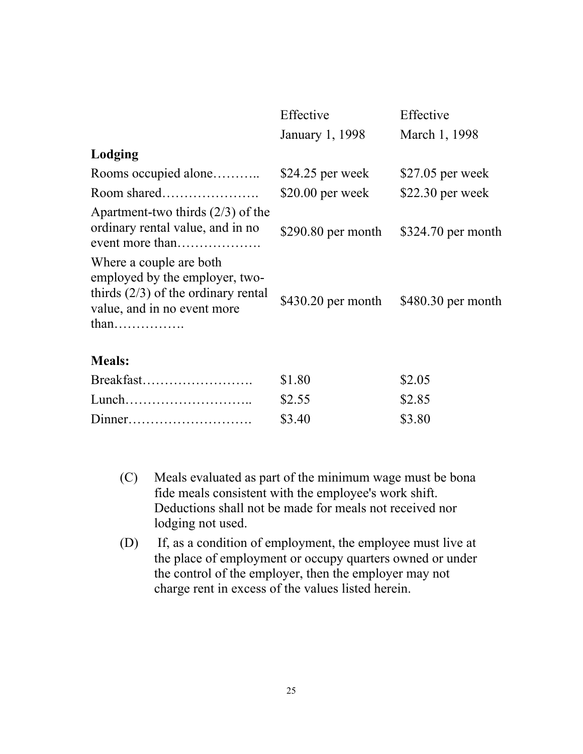| | Effective January 1, 1998 | Effective March 1, 1998 |
|---|---|---|
| **Lodging** | | |
| Rooms occupied alone……….. | $24.25 per week | $27.05 per week |
| Room shared…………………. | $20.00 per week | $22.30 per week |
| Apartment-two thirds (2/3) of the ordinary rental value, and in no event more than………………. | $290.80 per month | $324.70 per month |
| Where a couple are both employed by the employer, two-thirds (2/3) of the ordinary rental value, and in no event more than……………. | $430.20 per month | $480.30 per month |
| **Meals:** | | |
| Breakfast……………………. | $1.80 | $2.05 |
| Lunch……………………….. | $2.55 | $2.85 |
| Dinner………………………. | $3.40 | $3.80 |

(C) Meals evaluated as part of the minimum wage must be bona fide meals consistent with the employee's work shift. Deductions shall not be made for meals not received nor lodging not used.

(D) If, as a condition of employment, the employee must live at the place of employment or occupy quarters owned or under the control of the employer, then the employer may not charge rent in excess of the values listed herein.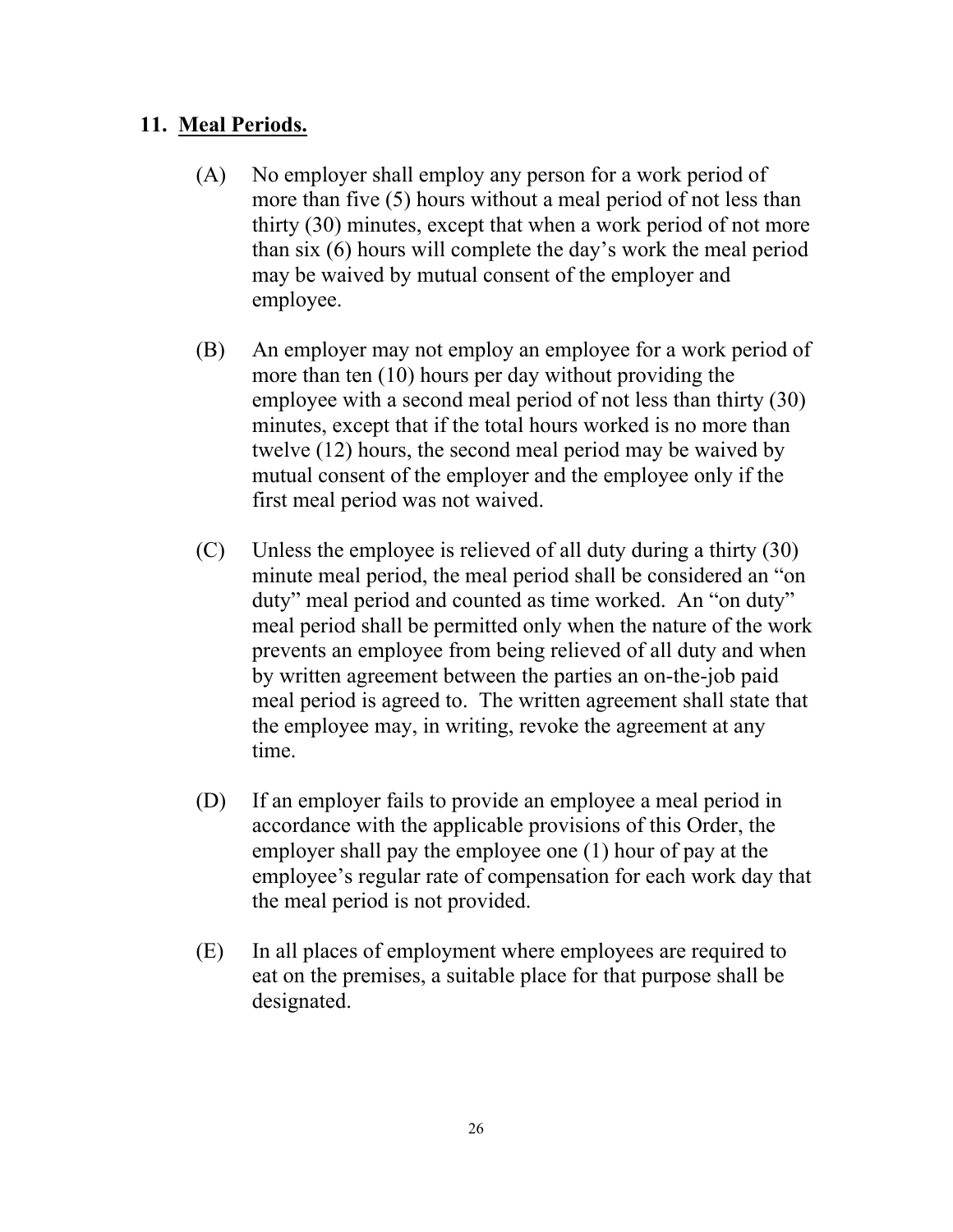## 11. Meal Periods.

(A) No employer shall employ any person for a work period of more than five (5) hours without a meal period of not less than thirty (30) minutes, except that when a work period of not more than six (6) hours will complete the day's work the meal period may be waived by mutual consent of the employer and employee.

(B) An employer may not employ an employee for a work period of more than ten (10) hours per day without providing the employee with a second meal period of not less than thirty (30) minutes, except that if the total hours worked is no more than twelve (12) hours, the second meal period may be waived by mutual consent of the employer and the employee only if the first meal period was not waived.

(C) Unless the employee is relieved of all duty during a thirty (30) minute meal period, the meal period shall be considered an "on duty" meal period and counted as time worked. An "on duty" meal period shall be permitted only when the nature of the work prevents an employee from being relieved of all duty and when by written agreement between the parties an on-the-job paid meal period is agreed to. The written agreement shall state that the employee may, in writing, revoke the agreement at any time.

(D) If an employer fails to provide an employee a meal period in accordance with the applicable provisions of this Order, the employer shall pay the employee one (1) hour of pay at the employee's regular rate of compensation for each work day that the meal period is not provided.

(E) In all places of employment where employees are required to eat on the premises, a suitable place for that purpose shall be designated.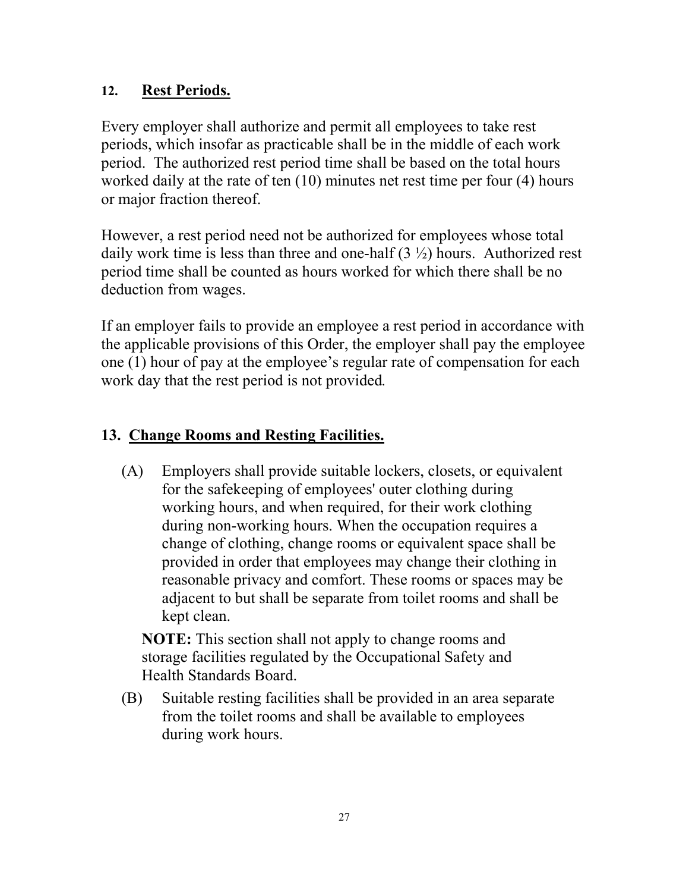## 12. Rest Periods.

Every employer shall authorize and permit all employees to take rest periods, which insofar as practicable shall be in the middle of each work period. The authorized rest period time shall be based on the total hours worked daily at the rate of ten (10) minutes net rest time per four (4) hours or major fraction thereof.

However, a rest period need not be authorized for employees whose total daily work time is less than three and one-half (3 ½) hours. Authorized rest period time shall be counted as hours worked for which there shall be no deduction from wages.

If an employer fails to provide an employee a rest period in accordance with the applicable provisions of this Order, the employer shall pay the employee one (1) hour of pay at the employee's regular rate of compensation for each work day that the rest period is not provided.

## 13. Change Rooms and Resting Facilities.

(A) Employers shall provide suitable lockers, closets, or equivalent for the safekeeping of employees' outer clothing during working hours, and when required, for their work clothing during non-working hours. When the occupation requires a change of clothing, change rooms or equivalent space shall be provided in order that employees may change their clothing in reasonable privacy and comfort. These rooms or spaces may be adjacent to but shall be separate from toilet rooms and shall be kept clean.

**NOTE:** This section shall not apply to change rooms and storage facilities regulated by the Occupational Safety and Health Standards Board.

(B) Suitable resting facilities shall be provided in an area separate from the toilet rooms and shall be available to employees during work hours.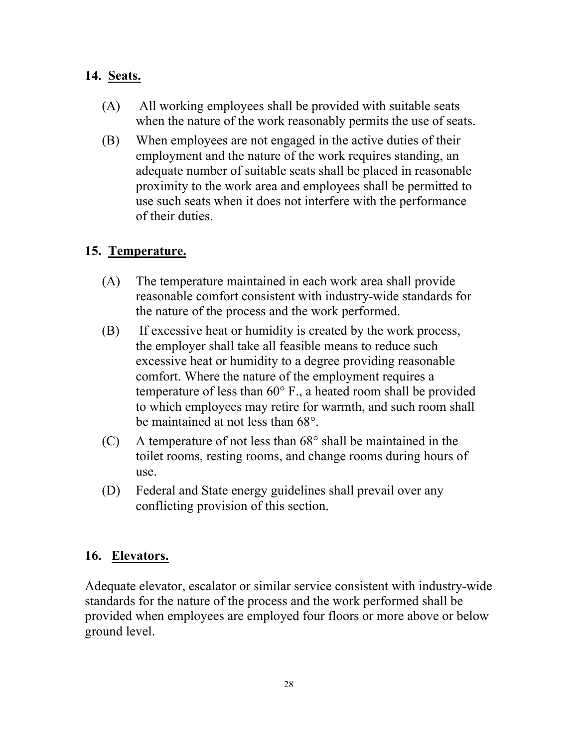## 14. <u>Seats.</u>

(A) All working employees shall be provided with suitable seats when the nature of the work reasonably permits the use of seats.

(B) When employees are not engaged in the active duties of their employment and the nature of the work requires standing, an adequate number of suitable seats shall be placed in reasonable proximity to the work area and employees shall be permitted to use such seats when it does not interfere with the performance of their duties.

## 15. <u>Temperature.</u>

(A) The temperature maintained in each work area shall provide reasonable comfort consistent with industry-wide standards for the nature of the process and the work performed.

(B) If excessive heat or humidity is created by the work process, the employer shall take all feasible means to reduce such excessive heat or humidity to a degree providing reasonable comfort. Where the nature of the employment requires a temperature of less than 60° F., a heated room shall be provided to which employees may retire for warmth, and such room shall be maintained at not less than 68°.

(C) A temperature of not less than 68° shall be maintained in the toilet rooms, resting rooms, and change rooms during hours of use.

(D) Federal and State energy guidelines shall prevail over any conflicting provision of this section.

## 16. <u>Elevators.</u>

Adequate elevator, escalator or similar service consistent with industry-wide standards for the nature of the process and the work performed shall be provided when employees are employed four floors or more above or below ground level.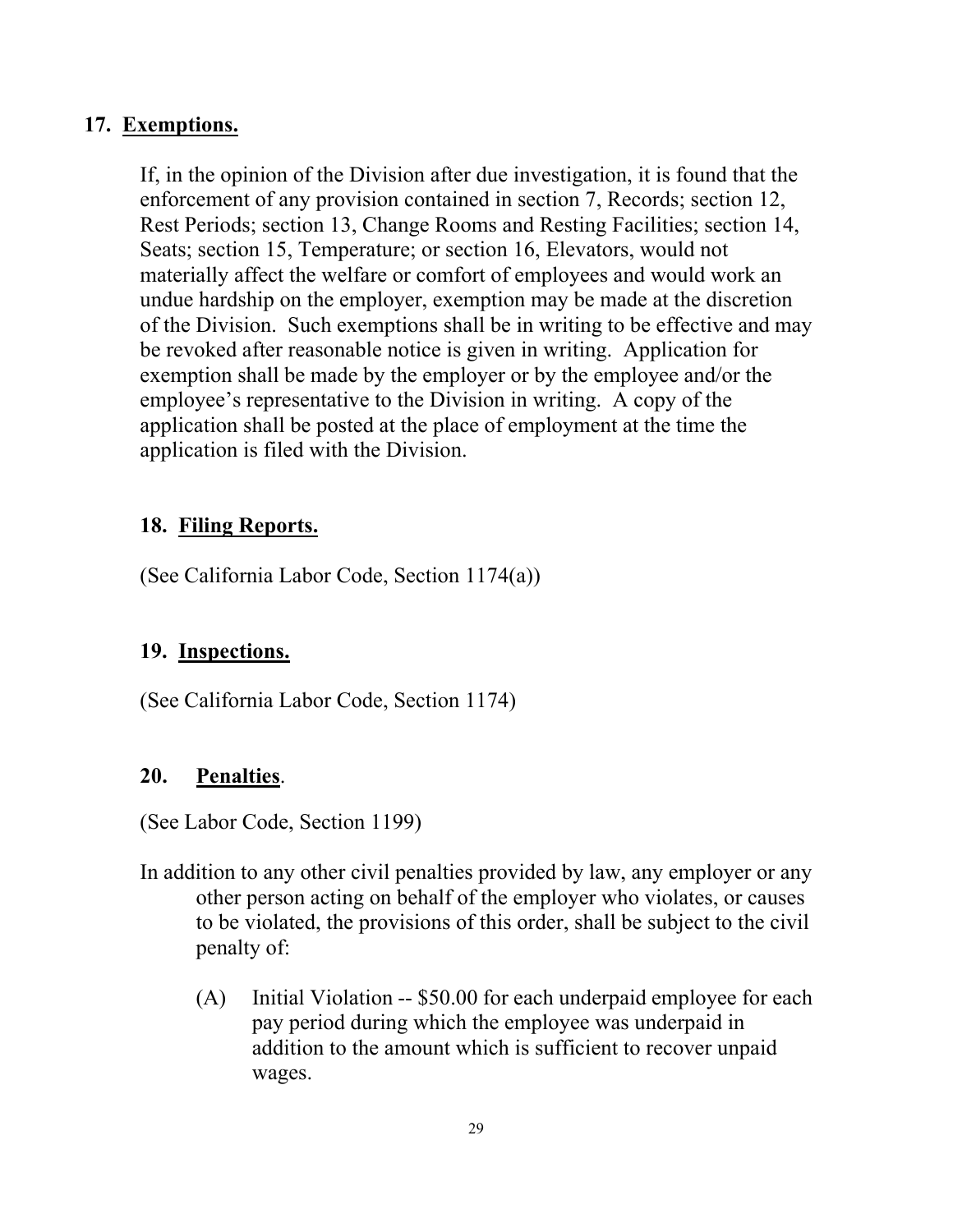## 17. Exemptions.

If, in the opinion of the Division after due investigation, it is found that the enforcement of any provision contained in section 7, Records; section 12, Rest Periods; section 13, Change Rooms and Resting Facilities; section 14, Seats; section 15, Temperature; or section 16, Elevators, would not materially affect the welfare or comfort of employees and would work an undue hardship on the employer, exemption may be made at the discretion of the Division. Such exemptions shall be in writing to be effective and may be revoked after reasonable notice is given in writing. Application for exemption shall be made by the employer or by the employee and/or the employee's representative to the Division in writing. A copy of the application shall be posted at the place of employment at the time the application is filed with the Division.

## 18. Filing Reports.

(See California Labor Code, Section 1174(a))

## 19. Inspections.

(See California Labor Code, Section 1174)

## 20. Penalties.

(See Labor Code, Section 1199)

In addition to any other civil penalties provided by law, any employer or any other person acting on behalf of the employer who violates, or causes to be violated, the provisions of this order, shall be subject to the civil penalty of:

(A) Initial Violation -- $50.00 for each underpaid employee for each pay period during which the employee was underpaid in addition to the amount which is sufficient to recover unpaid wages.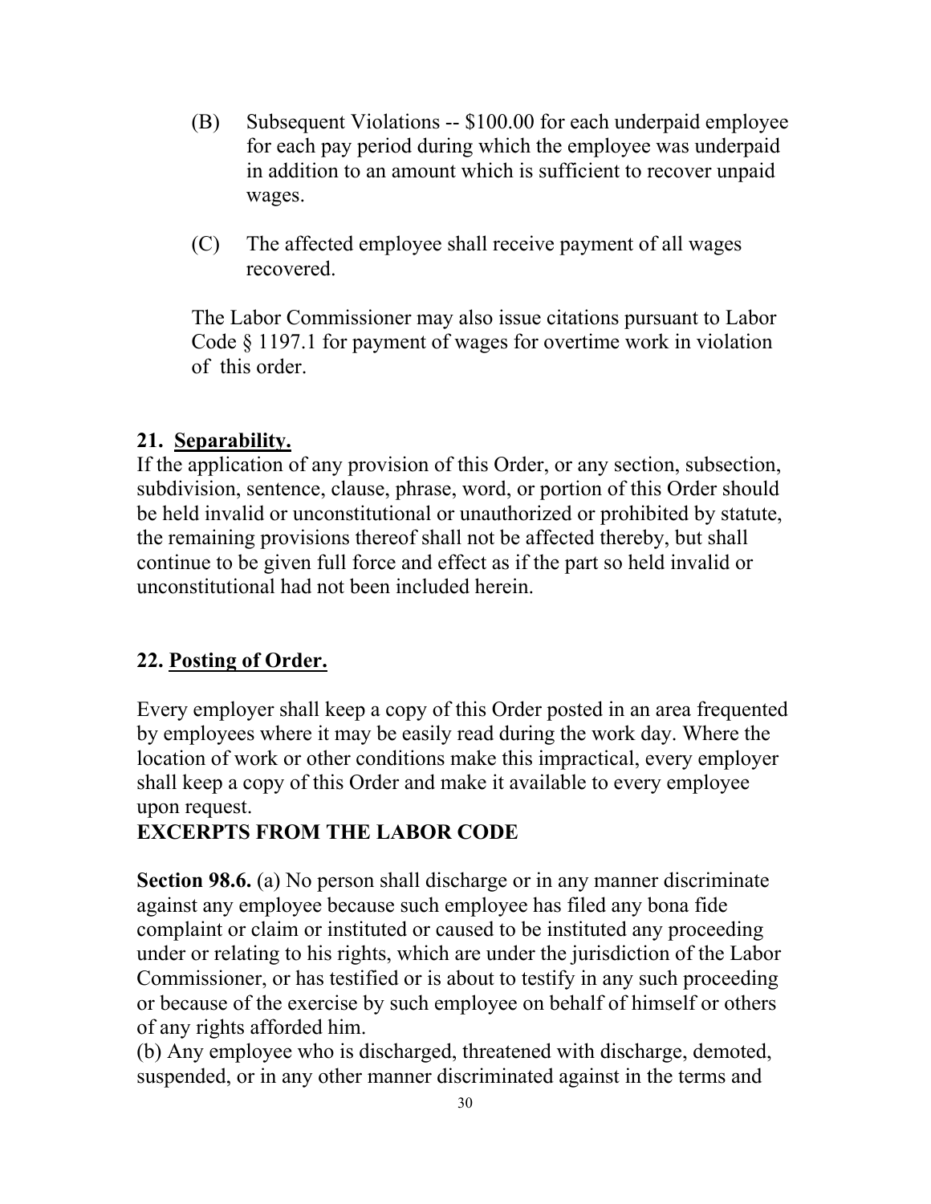(B) Subsequent Violations -- $100.00 for each underpaid employee for each pay period during which the employee was underpaid in addition to an amount which is sufficient to recover unpaid wages.

(C) The affected employee shall receive payment of all wages recovered.

The Labor Commissioner may also issue citations pursuant to Labor Code § 1197.1 for payment of wages for overtime work in violation of this order.

**21. Separability.**

If the application of any provision of this Order, or any section, subsection, subdivision, sentence, clause, phrase, word, or portion of this Order should be held invalid or unconstitutional or unauthorized or prohibited by statute, the remaining provisions thereof shall not be affected thereby, but shall continue to be given full force and effect as if the part so held invalid or unconstitutional had not been included herein.

**22. Posting of Order.**

Every employer shall keep a copy of this Order posted in an area frequented by employees where it may be easily read during the work day. Where the location of work or other conditions make this impractical, every employer shall keep a copy of this Order and make it available to every employee upon request.

## EXCERPTS FROM THE LABOR CODE

**Section 98.6.** (a) No person shall discharge or in any manner discriminate against any employee because such employee has filed any bona fide complaint or claim or instituted or caused to be instituted any proceeding under or relating to his rights, which are under the jurisdiction of the Labor Commissioner, or has testified or is about to testify in any such proceeding or because of the exercise by such employee on behalf of himself or others of any rights afforded him.

(b) Any employee who is discharged, threatened with discharge, demoted, suspended, or in any other manner discriminated against in the terms and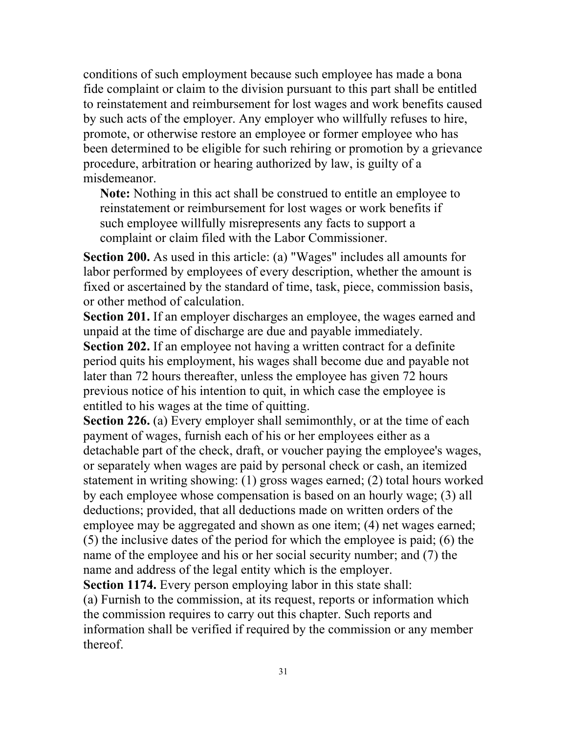conditions of such employment because such employee has made a bona fide complaint or claim to the division pursuant to this part shall be entitled to reinstatement and reimbursement for lost wages and work benefits caused by such acts of the employer. Any employer who willfully refuses to hire, promote, or otherwise restore an employee or former employee who has been determined to be eligible for such rehiring or promotion by a grievance procedure, arbitration or hearing authorized by law, is guilty of a misdemeanor.

> **Note:** Nothing in this act shall be construed to entitle an employee to reinstatement or reimbursement for lost wages or work benefits if such employee willfully misrepresents any facts to support a complaint or claim filed with the Labor Commissioner.

**Section 200.** As used in this article: (a) "Wages" includes all amounts for labor performed by employees of every description, whether the amount is fixed or ascertained by the standard of time, task, piece, commission basis, or other method of calculation.

**Section 201.** If an employer discharges an employee, the wages earned and unpaid at the time of discharge are due and payable immediately.

**Section 202.** If an employee not having a written contract for a definite period quits his employment, his wages shall become due and payable not later than 72 hours thereafter, unless the employee has given 72 hours previous notice of his intention to quit, in which case the employee is entitled to his wages at the time of quitting.

**Section 226.** (a) Every employer shall semimonthly, or at the time of each payment of wages, furnish each of his or her employees either as a detachable part of the check, draft, or voucher paying the employee's wages, or separately when wages are paid by personal check or cash, an itemized statement in writing showing: (1) gross wages earned; (2) total hours worked by each employee whose compensation is based on an hourly wage; (3) all deductions; provided, that all deductions made on written orders of the employee may be aggregated and shown as one item; (4) net wages earned; (5) the inclusive dates of the period for which the employee is paid; (6) the name of the employee and his or her social security number; and (7) the name and address of the legal entity which is the employer.

**Section 1174.** Every person employing labor in this state shall:

(a) Furnish to the commission, at its request, reports or information which the commission requires to carry out this chapter. Such reports and information shall be verified if required by the commission or any member thereof.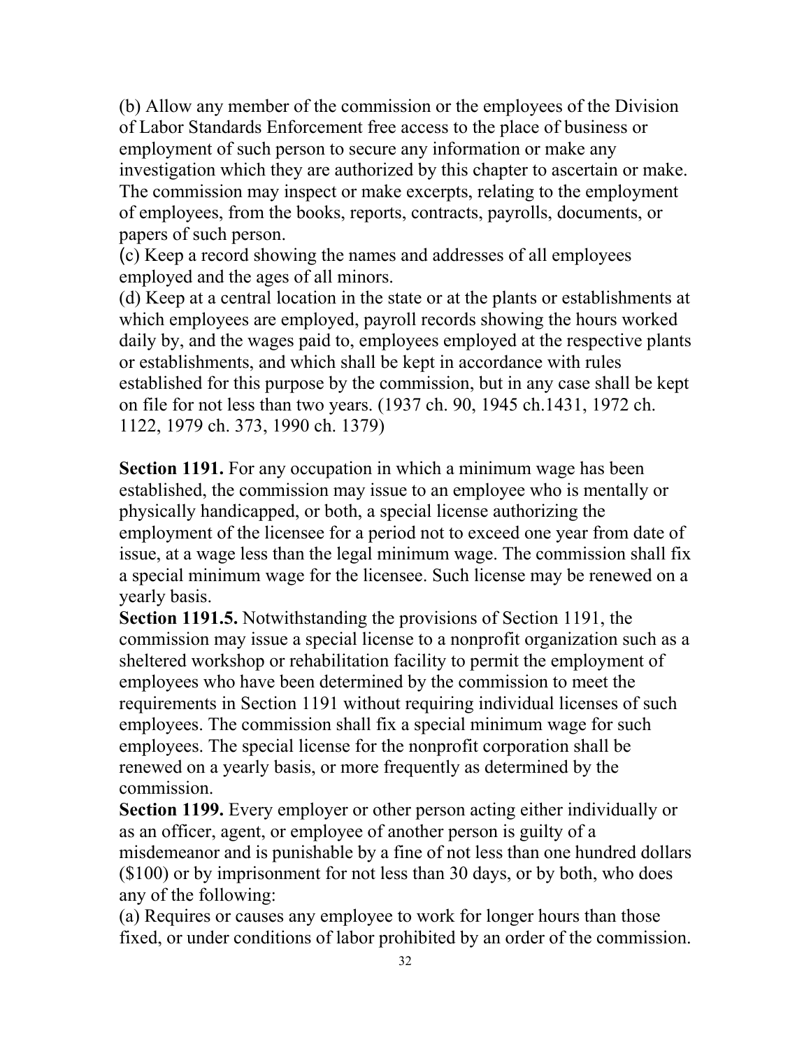(b) Allow any member of the commission or the employees of the Division of Labor Standards Enforcement free access to the place of business or employment of such person to secure any information or make any investigation which they are authorized by this chapter to ascertain or make. The commission may inspect or make excerpts, relating to the employment of employees, from the books, reports, contracts, payrolls, documents, or papers of such person.
(c) Keep a record showing the names and addresses of all employees employed and the ages of all minors.
(d) Keep at a central location in the state or at the plants or establishments at which employees are employed, payroll records showing the hours worked daily by, and the wages paid to, employees employed at the respective plants or establishments, and which shall be kept in accordance with rules established for this purpose by the commission, but in any case shall be kept on file for not less than two years. (1937 ch. 90, 1945 ch.1431, 1972 ch. 1122, 1979 ch. 373, 1990 ch. 1379)

**Section 1191.** For any occupation in which a minimum wage has been established, the commission may issue to an employee who is mentally or physically handicapped, or both, a special license authorizing the employment of the licensee for a period not to exceed one year from date of issue, at a wage less than the legal minimum wage. The commission shall fix a special minimum wage for the licensee. Such license may be renewed on a yearly basis.
**Section 1191.5.** Notwithstanding the provisions of Section 1191, the commission may issue a special license to a nonprofit organization such as a sheltered workshop or rehabilitation facility to permit the employment of employees who have been determined by the commission to meet the requirements in Section 1191 without requiring individual licenses of such employees. The commission shall fix a special minimum wage for such employees. The special license for the nonprofit corporation shall be renewed on a yearly basis, or more frequently as determined by the commission.
**Section 1199.** Every employer or other person acting either individually or as an officer, agent, or employee of another person is guilty of a misdemeanor and is punishable by a fine of not less than one hundred dollars ($100) or by imprisonment for not less than 30 days, or by both, who does any of the following:
(a) Requires or causes any employee to work for longer hours than those fixed, or under conditions of labor prohibited by an order of the commission.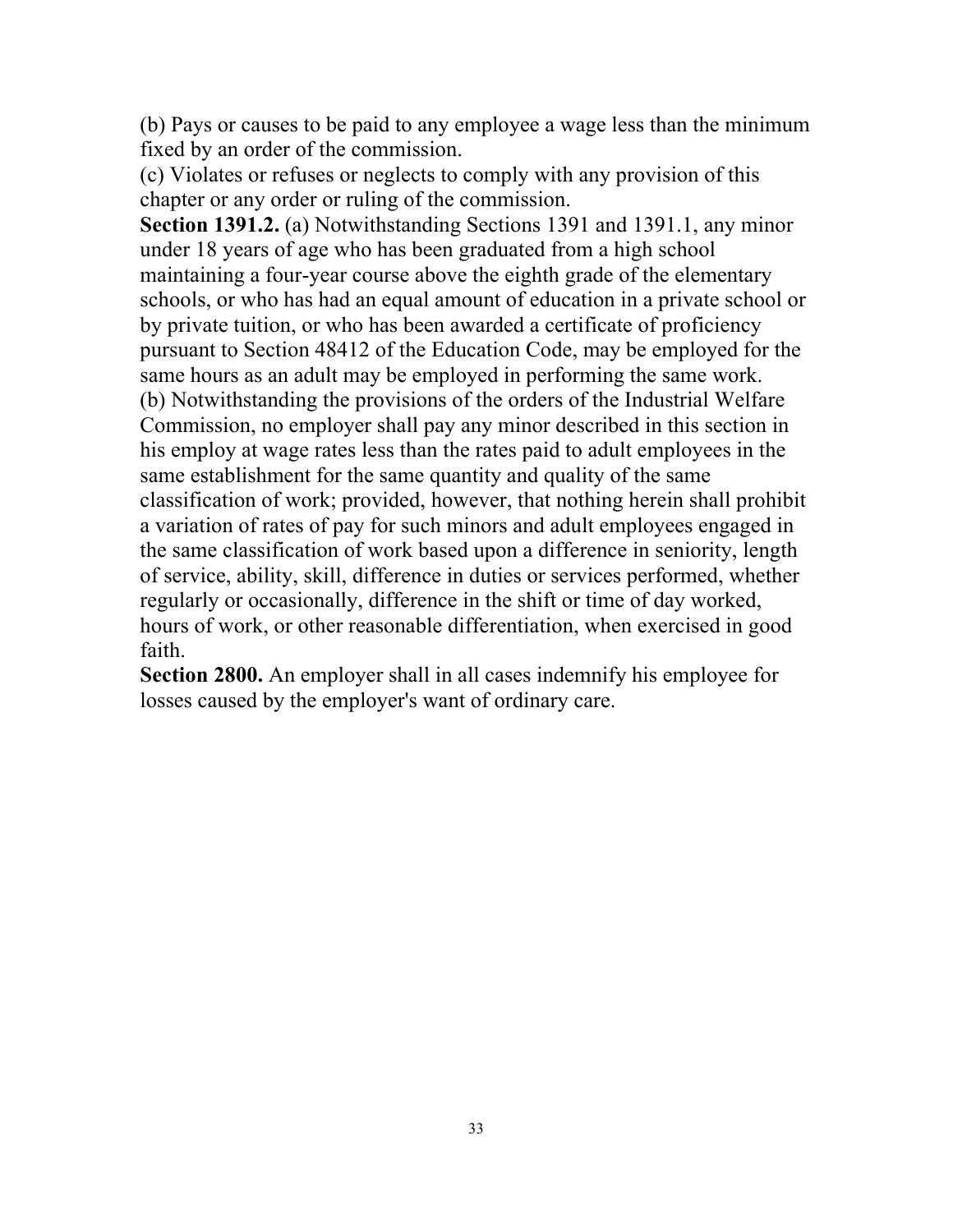(b) Pays or causes to be paid to any employee a wage less than the minimum fixed by an order of the commission.

(c) Violates or refuses or neglects to comply with any provision of this chapter or any order or ruling of the commission.

**Section 1391.2.** (a) Notwithstanding Sections 1391 and 1391.1, any minor under 18 years of age who has been graduated from a high school maintaining a four-year course above the eighth grade of the elementary schools, or who has had an equal amount of education in a private school or by private tuition, or who has been awarded a certificate of proficiency pursuant to Section 48412 of the Education Code, may be employed for the same hours as an adult may be employed in performing the same work.

(b) Notwithstanding the provisions of the orders of the Industrial Welfare Commission, no employer shall pay any minor described in this section in his employ at wage rates less than the rates paid to adult employees in the same establishment for the same quantity and quality of the same classification of work; provided, however, that nothing herein shall prohibit a variation of rates of pay for such minors and adult employees engaged in the same classification of work based upon a difference in seniority, length of service, ability, skill, difference in duties or services performed, whether regularly or occasionally, difference in the shift or time of day worked, hours of work, or other reasonable differentiation, when exercised in good faith.

**Section 2800.** An employer shall in all cases indemnify his employee for losses caused by the employer's want of ordinary care.